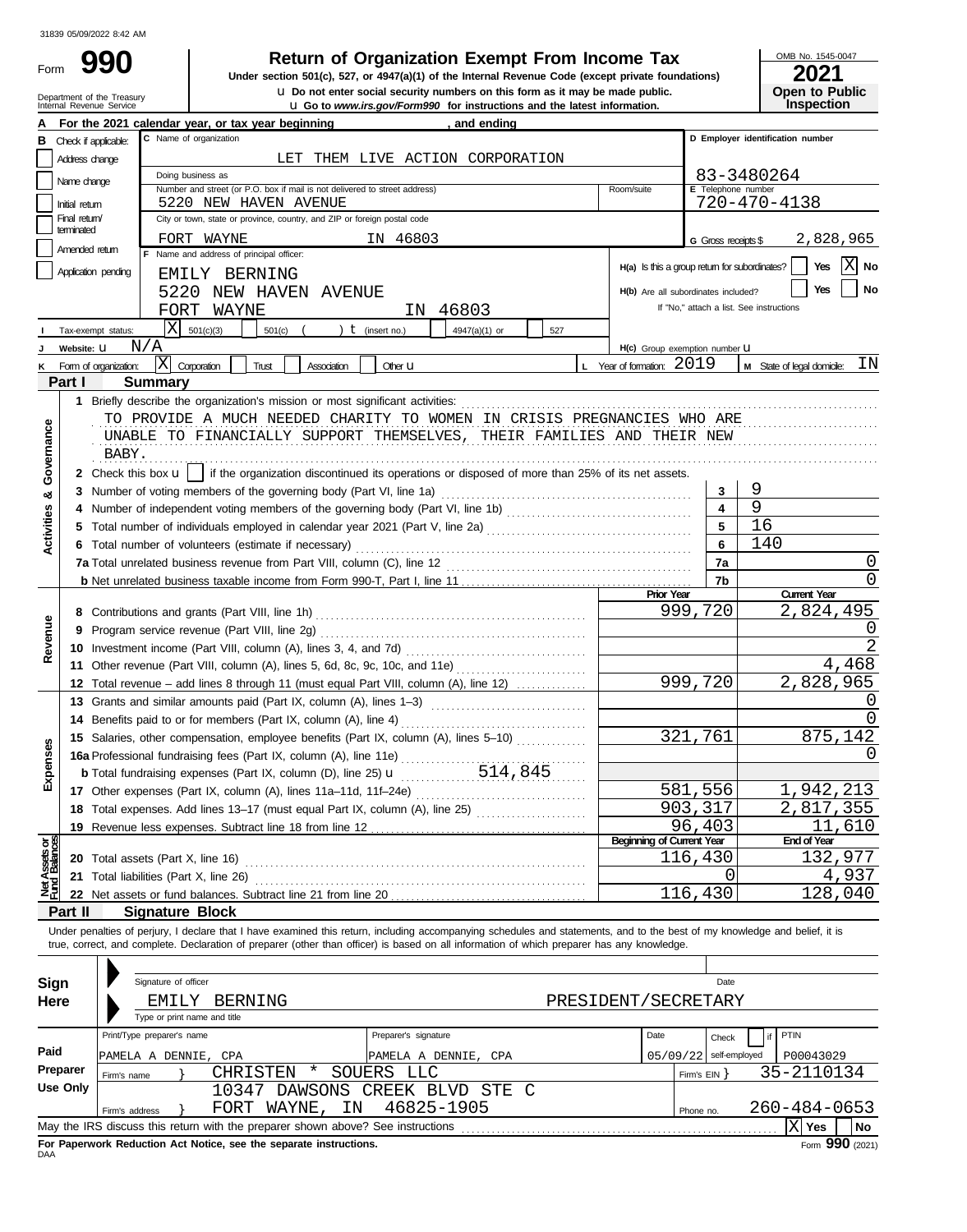31839 05/09/2022 8:42 AM

# Form 990 — Return of Organization Exempt From Income Tax

Under section 501(c), 527, or 4947(a)(1) of the Internal Revenue Code (except private foundations)

Do not enter social security numbers on this form as it may be made public.

Go to *www.irs.gov/Form990* for instructions and the latest information.

OMB No. 1545-0047 | **2021** | **Open to Public Inspection**

Department of the Treasury
Internal Revenue Service

**A** For the 2021 calendar year, or tax year beginning , and ending

**B** Check if applicable: Address change, Name change, Initial return, Final return/terminated, Amended return, Application pending

**C** Name of organization: LET THEM LIVE ACTION CORPORATION

Doing business as

Number and street (or P.O. box if mail is not delivered to street address): 5220 NEW HAVEN AVENUE | Room/suite

City or town, state or province, country, and ZIP or foreign postal code: FORT WAYNE IN 46803

**D** Employer identification number: 83-3480264

**E** Telephone number: 720-470-4138

**G** Gross receipts $ 2,828,965

**F** Name and address of principal officer: EMILY BERNING, 5220 NEW HAVEN AVENUE, FORT WAYNE IN 46803

**H(a)** Is this a group return for subordinates? Yes [ ] No [X]

**H(b)** Are all subordinates included? Yes [ ] No [ ]
If "No," attach a list. See instructions

**I** Tax-exempt status: [X] 501(c)(3) [ ] 501(c) ( ) (insert no.) [ ] 4947(a)(1) or [ ] 527

**J** Website: N/A

**H(c)** Group exemption number

**K** Form of organization: [X] Corporation [ ] Trust [ ] Association [ ] Other

**L** Year of formation: 2019

**M** State of legal domicile: IN

## Part I Summary

**Activities & Governance**

1 Briefly describe the organization's mission or most significant activities:
TO PROVIDE A MUCH NEEDED CHARITY TO WOMEN IN CRISIS PREGNANCIES WHO ARE UNABLE TO FINANCIALLY SUPPORT THEMSELVES, THEIR FAMILIES AND THEIR NEW BABY.

2 Check this box [ ] if the organization discontinued its operations or disposed of more than 25% of its net assets.

| Line | Description | No. | Value |
|---|---|---|---|
| 3 | Number of voting members of the governing body (Part VI, line 1a) | 3 | 9 |
| 4 | Number of independent voting members of the governing body (Part VI, line 1b) | 4 | 9 |
| 5 | Total number of individuals employed in calendar year 2021 (Part V, line 2a) | 5 | 16 |
| 6 | Total number of volunteers (estimate if necessary) | 6 | 140 |
| 7a | Total unrelated business revenue from Part VIII, column (C), line 12 | 7a | 0 |
| 7b | Net unrelated business taxable income from Form 990-T, Part I, line 11 | 7b | 0 |

| Section | Line | Description | Prior Year | Current Year |
|---|---|---|---|---|
| Revenue | 8 | Contributions and grants (Part VIII, line 1h) | 999,720 | 2,824,495 |
| | 9 | Program service revenue (Part VIII, line 2g) | | 0 |
| | 10 | Investment income (Part VIII, column (A), lines 3, 4, and 7d) | | 2 |
| | 11 | Other revenue (Part VIII, column (A), lines 5, 6d, 8c, 9c, 10c, and 11e) | | 4,468 |
| | 12 | Total revenue – add lines 8 through 11 (must equal Part VIII, column (A), line 12) | 999,720 | 2,828,965 |
| Expenses | 13 | Grants and similar amounts paid (Part IX, column (A), lines 1–3) | | 0 |
| | 14 | Benefits paid to or for members (Part IX, column (A), line 4) | | 0 |
| | 15 | Salaries, other compensation, employee benefits (Part IX, column (A), lines 5–10) | 321,761 | 875,142 |
| | 16a | Professional fundraising fees (Part IX, column (A), line 11e) | | 0 |
| | b | Total fundraising expenses (Part IX, column (D), line 25) 514,845 | | |
| | 17 | Other expenses (Part IX, column (A), lines 11a–11d, 11f–24e) | 581,556 | 1,942,213 |
| | 18 | Total expenses. Add lines 13–17 (must equal Part IX, column (A), line 25) | 903,317 | 2,817,355 |
| | 19 | Revenue less expenses. Subtract line 18 from line 12 | 96,403 | 11,610 |
| | | | **Beginning of Current Year** | **End of Year** |
| Net Assets or Fund Balances | 20 | Total assets (Part X, line 16) | 116,430 | 132,977 |
| | 21 | Total liabilities (Part X, line 26) | 0 | 4,937 |
| | 22 | Net assets or fund balances. Subtract line 21 from line 20 | 116,430 | 128,040 |

## Part II Signature Block

Under penalties of perjury, I declare that I have examined this return, including accompanying schedules and statements, and to the best of my knowledge and belief, it is true, correct, and complete. Declaration of preparer (other than officer) is based on all information of which preparer has any knowledge.

**Sign Here**

Signature of officer | Date

EMILY BERNING — PRESIDENT/SECRETARY
Type or print name and title

**Paid Preparer Use Only**

| Print/Type preparer's name | Preparer's signature | Date | Check if self-employed | PTIN |
|---|---|---|---|---|
| PAMELA A DENNIE, CPA | PAMELA A DENNIE, CPA | 05/09/22 | | P00043029 |

Firm's name: CHRISTEN * SOUERS LLC | Firm's EIN: 35-2110134

Firm's address: 10347 DAWSONS CREEK BLVD STE C, FORT WAYNE, IN 46825-1905 | Phone no. 260-484-0653

May the IRS discuss this return with the preparer shown above? See instructions [X] Yes [ ] No

**For Paperwork Reduction Act Notice, see the separate instructions.**

DAA — Form **990** (2021)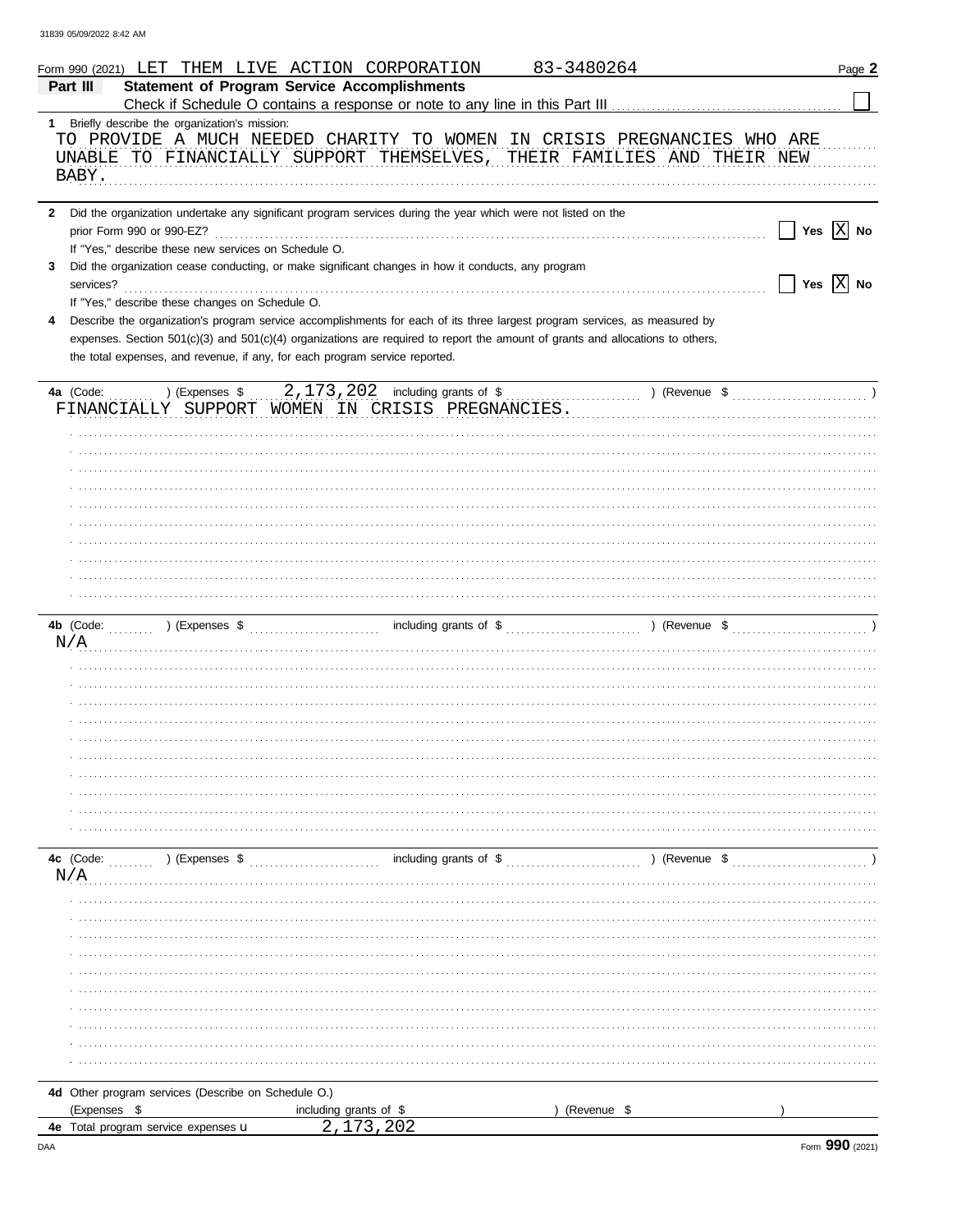Form 990 (2021) LET THEM LIVE ACTION CORPORATION 83-3480264 Page **2**

## Part III Statement of Program Service Accomplishments

Check if Schedule O contains a response or note to any line in this Part III ☐

**1** Briefly describe the organization's mission:

TO PROVIDE A MUCH NEEDED CHARITY TO WOMEN IN CRISIS PREGNANCIES WHO ARE UNABLE TO FINANCIALLY SUPPORT THEMSELVES, THEIR FAMILIES AND THEIR NEW BABY.

**2** Did the organization undertake any significant program services during the year which were not listed on the prior Form 990 or 990-EZ? ☐ Yes ☒ No

If "Yes," describe these new services on Schedule O.

**3** Did the organization cease conducting, or make significant changes in how it conducts, any program services? ☐ Yes ☒ No

If "Yes," describe these changes on Schedule O.

**4** Describe the organization's program service accomplishments for each of its three largest program services, as measured by expenses. Section 501(c)(3) and 501(c)(4) organizations are required to report the amount of grants and allocations to others, the total expenses, and revenue, if any, for each program service reported.

**4a** (Code: ) (Expenses $ 2,173,202 including grants of $ ) (Revenue $ )

FINANCIALLY SUPPORT WOMEN IN CRISIS PREGNANCIES.

**4b** (Code: ) (Expenses $ including grants of $ ) (Revenue $ )

N/A

**4c** (Code: ) (Expenses $ including grants of $ ) (Revenue $ )

N/A

**4d** Other program services (Describe on Schedule O.)

(Expenses $ including grants of $ ) (Revenue $ )

**4e** Total program service expenses 2,173,202

Form **990** (2021)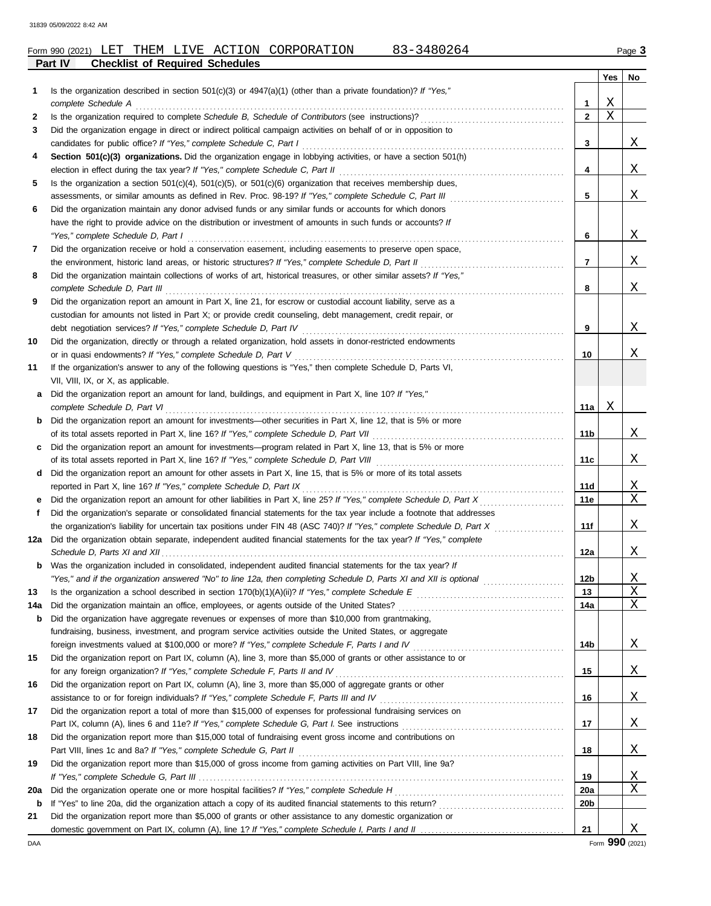Form 990 (2021) LET THEM LIVE ACTION CORPORATION 83-3480264

## Part IV Checklist of Required Schedules

| | | | Yes | No |
|---|---|---|---|---|
| 1 | Is the organization described in section 501(c)(3) or 4947(a)(1) (other than a private foundation)? *If "Yes," complete Schedule A* | 1 | X | |
| 2 | Is the organization required to complete *Schedule B, Schedule of Contributors* (see instructions)? | 2 | X | |
| 3 | Did the organization engage in direct or indirect political campaign activities on behalf of or in opposition to candidates for public office? *If "Yes," complete Schedule C, Part I* | 3 | | X |
| 4 | **Section 501(c)(3) organizations.** Did the organization engage in lobbying activities, or have a section 501(h) election in effect during the tax year? *If "Yes," complete Schedule C, Part II* | 4 | | X |
| 5 | Is the organization a section 501(c)(4), 501(c)(5), or 501(c)(6) organization that receives membership dues, assessments, or similar amounts as defined in Rev. Proc. 98-19? *If "Yes," complete Schedule C, Part III* | 5 | | X |
| 6 | Did the organization maintain any donor advised funds or any similar funds or accounts for which donors have the right to provide advice on the distribution or investment of amounts in such funds or accounts? *If "Yes," complete Schedule D, Part I* | 6 | | X |
| 7 | Did the organization receive or hold a conservation easement, including easements to preserve open space, the environment, historic land areas, or historic structures? *If "Yes," complete Schedule D, Part II* | 7 | | X |
| 8 | Did the organization maintain collections of works of art, historical treasures, or other similar assets? *If "Yes," complete Schedule D, Part III* | 8 | | X |
| 9 | Did the organization report an amount in Part X, line 21, for escrow or custodial account liability, serve as a custodian for amounts not listed in Part X; or provide credit counseling, debt management, credit repair, or debt negotiation services? *If "Yes," complete Schedule D, Part IV* | 9 | | X |
| 10 | Did the organization, directly or through a related organization, hold assets in donor-restricted endowments or in quasi endowments? *If "Yes," complete Schedule D, Part V* | 10 | | X |
| 11 | If the organization's answer to any of the following questions is "Yes," then complete Schedule D, Parts VI, VII, VIII, IX, or X, as applicable. | | | |
| a | Did the organization report an amount for land, buildings, and equipment in Part X, line 10? *If "Yes," complete Schedule D, Part VI* | 11a | X | |
| b | Did the organization report an amount for investments—other securities in Part X, line 12, that is 5% or more of its total assets reported in Part X, line 16? *If "Yes," complete Schedule D, Part VII* | 11b | | X |
| c | Did the organization report an amount for investments—program related in Part X, line 13, that is 5% or more of its total assets reported in Part X, line 16? *If "Yes," complete Schedule D, Part VIII* | 11c | | X |
| d | Did the organization report an amount for other assets in Part X, line 15, that is 5% or more of its total assets reported in Part X, line 16? *If "Yes," complete Schedule D, Part IX* | 11d | | X |
| e | Did the organization report an amount for other liabilities in Part X, line 25? *If "Yes," complete Schedule D, Part X* | 11e | | X |
| f | Did the organization's separate or consolidated financial statements for the tax year include a footnote that addresses the organization's liability for uncertain tax positions under FIN 48 (ASC 740)? *If "Yes," complete Schedule D, Part X* | 11f | | X |
| 12a | Did the organization obtain separate, independent audited financial statements for the tax year? *If "Yes," complete Schedule D, Parts XI and XII* | 12a | | X |
| b | Was the organization included in consolidated, independent audited financial statements for the tax year? *If "Yes," and if the organization answered "No" to line 12a, then completing Schedule D, Parts XI and XII is optional* | 12b | | X |
| 13 | Is the organization a school described in section 170(b)(1)(A)(ii)? *If "Yes," complete Schedule E* | 13 | | X |
| 14a | Did the organization maintain an office, employees, or agents outside of the United States? | 14a | | X |
| b | Did the organization have aggregate revenues or expenses of more than $10,000 from grantmaking, fundraising, business, investment, and program service activities outside the United States, or aggregate foreign investments valued at $100,000 or more? *If "Yes," complete Schedule F, Parts I and IV* | 14b | | X |
| 15 | Did the organization report on Part IX, column (A), line 3, more than $5,000 of grants or other assistance to or for any foreign organization? *If "Yes," complete Schedule F, Parts II and IV* | 15 | | X |
| 16 | Did the organization report on Part IX, column (A), line 3, more than $5,000 of aggregate grants or other assistance to or for foreign individuals? *If "Yes," complete Schedule F, Parts III and IV* | 16 | | X |
| 17 | Did the organization report a total of more than $15,000 of expenses for professional fundraising services on Part IX, column (A), lines 6 and 11e? *If "Yes," complete Schedule G, Part I.* See instructions | 17 | | X |
| 18 | Did the organization report more than $15,000 total of fundraising event gross income and contributions on Part VIII, lines 1c and 8a? *If "Yes," complete Schedule G, Part II* | 18 | | X |
| 19 | Did the organization report more than $15,000 of gross income from gaming activities on Part VIII, line 9a? *If "Yes," complete Schedule G, Part III* | 19 | | X |
| 20a | Did the organization operate one or more hospital facilities? *If "Yes," complete Schedule H* | 20a | | X |
| b | If "Yes" to line 20a, did the organization attach a copy of its audited financial statements to this return? | 20b | | |
| 21 | Did the organization report more than $5,000 of grants or other assistance to any domestic organization or domestic government on Part IX, column (A), line 1? *If "Yes," complete Schedule I, Parts I and II* | 21 | | X |

Form **990** (2021)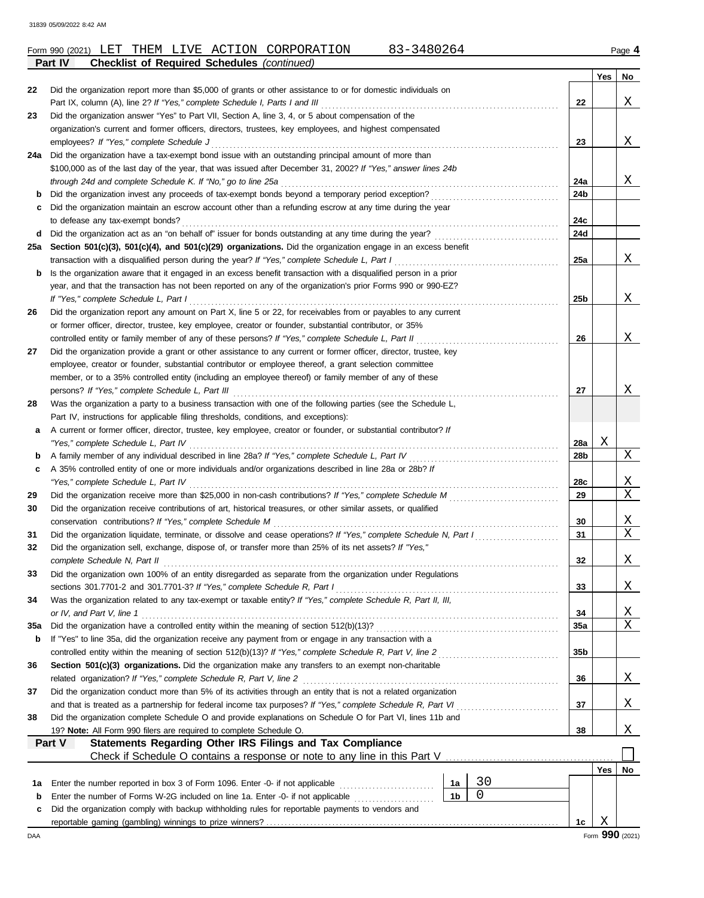Form 990 (2021) LET THEM LIVE ACTION CORPORATION 83-3480264

**Part IV Checklist of Required Schedules** *(continued)*

| | | | Yes | No |
|---|---|---|---|---|
| 22 | Did the organization report more than $5,000 of grants or other assistance to or for domestic individuals on Part IX, column (A), line 2? *If "Yes," complete Schedule I, Parts I and III* | 22 | | X |
| 23 | Did the organization answer "Yes" to Part VII, Section A, line 3, 4, or 5 about compensation of the organization's current and former officers, directors, trustees, key employees, and highest compensated employees? *If "Yes," complete Schedule J* | 23 | | X |
| 24a | Did the organization have a tax-exempt bond issue with an outstanding principal amount of more than $100,000 as of the last day of the year, that was issued after December 31, 2002? *If "Yes," answer lines 24b through 24d and complete Schedule K. If "No," go to line 25a* | 24a | | X |
| b | Did the organization invest any proceeds of tax-exempt bonds beyond a temporary period exception? | 24b | | |
| c | Did the organization maintain an escrow account other than a refunding escrow at any time during the year to defease any tax-exempt bonds? | 24c | | |
| d | Did the organization act as an "on behalf of" issuer for bonds outstanding at any time during the year? | 24d | | |
| 25a | **Section 501(c)(3), 501(c)(4), and 501(c)(29) organizations.** Did the organization engage in an excess benefit transaction with a disqualified person during the year? *If "Yes," complete Schedule L, Part I* | 25a | | X |
| b | Is the organization aware that it engaged in an excess benefit transaction with a disqualified person in a prior year, and that the transaction has not been reported on any of the organization's prior Forms 990 or 990-EZ? *If "Yes," complete Schedule L, Part I* | 25b | | X |
| 26 | Did the organization report any amount on Part X, line 5 or 22, for receivables from or payables to any current or former officer, director, trustee, key employee, creator or founder, substantial contributor, or 35% controlled entity or family member of any of these persons? *If "Yes," complete Schedule L, Part II* | 26 | | X |
| 27 | Did the organization provide a grant or other assistance to any current or former officer, director, trustee, key employee, creator or founder, substantial contributor or employee thereof, a grant selection committee member, or to a 35% controlled entity (including an employee thereof) or family member of any of these persons? *If "Yes," complete Schedule L, Part III* | 27 | | X |
| 28 | Was the organization a party to a business transaction with one of the following parties (see the Schedule L, Part IV, instructions for applicable filing thresholds, conditions, and exceptions): | | | |
| a | A current or former officer, director, trustee, key employee, creator or founder, or substantial contributor? *If "Yes," complete Schedule L, Part IV* | 28a | X | |
| b | A family member of any individual described in line 28a? *If "Yes," complete Schedule L, Part IV* | 28b | | X |
| c | A 35% controlled entity of one or more individuals and/or organizations described in line 28a or 28b? *If "Yes," complete Schedule L, Part IV* | 28c | | X |
| 29 | Did the organization receive more than $25,000 in non-cash contributions? *If "Yes," complete Schedule M* | 29 | | X |
| 30 | Did the organization receive contributions of art, historical treasures, or other similar assets, or qualified conservation contributions? *If "Yes," complete Schedule M* | 30 | | X |
| 31 | Did the organization liquidate, terminate, or dissolve and cease operations? *If "Yes," complete Schedule N, Part I* | 31 | | X |
| 32 | Did the organization sell, exchange, dispose of, or transfer more than 25% of its net assets? *If "Yes," complete Schedule N, Part II* | 32 | | X |
| 33 | Did the organization own 100% of an entity disregarded as separate from the organization under Regulations sections 301.7701-2 and 301.7701-3? *If "Yes," complete Schedule R, Part I* | 33 | | X |
| 34 | Was the organization related to any tax-exempt or taxable entity? *If "Yes," complete Schedule R, Part II, III, or IV, and Part V, line 1* | 34 | | X |
| 35a | Did the organization have a controlled entity within the meaning of section 512(b)(13)? | 35a | | X |
| b | If "Yes" to line 35a, did the organization receive any payment from or engage in any transaction with a controlled entity within the meaning of section 512(b)(13)? *If "Yes," complete Schedule R, Part V, line 2* | 35b | | |
| 36 | **Section 501(c)(3) organizations.** Did the organization make any transfers to an exempt non-charitable related organization? *If "Yes," complete Schedule R, Part V, line 2* | 36 | | X |
| 37 | Did the organization conduct more than 5% of its activities through an entity that is not a related organization and that is treated as a partnership for federal income tax purposes? *If "Yes," complete Schedule R, Part VI* | 37 | | X |
| 38 | Did the organization complete Schedule O and provide explanations on Schedule O for Part VI, lines 11b and 19? **Note:** All Form 990 filers are required to complete Schedule O. | 38 | | X |

**Part V Statements Regarding Other IRS Filings and Tax Compliance**

Check if Schedule O contains a response or note to any line in this Part V ☐

| | | | | | Yes | No |
|---|---|---|---|---|---|---|
| 1a | Enter the number reported in box 3 of Form 1096. Enter -0- if not applicable | 1a | 30 | | | |
| b | Enter the number of Forms W-2G included on line 1a. Enter -0- if not applicable | 1b | 0 | | | |
| c | Did the organization comply with backup withholding rules for reportable payments to vendors and reportable gaming (gambling) winnings to prize winners? | | | 1c | X | |

Form **990** (2021)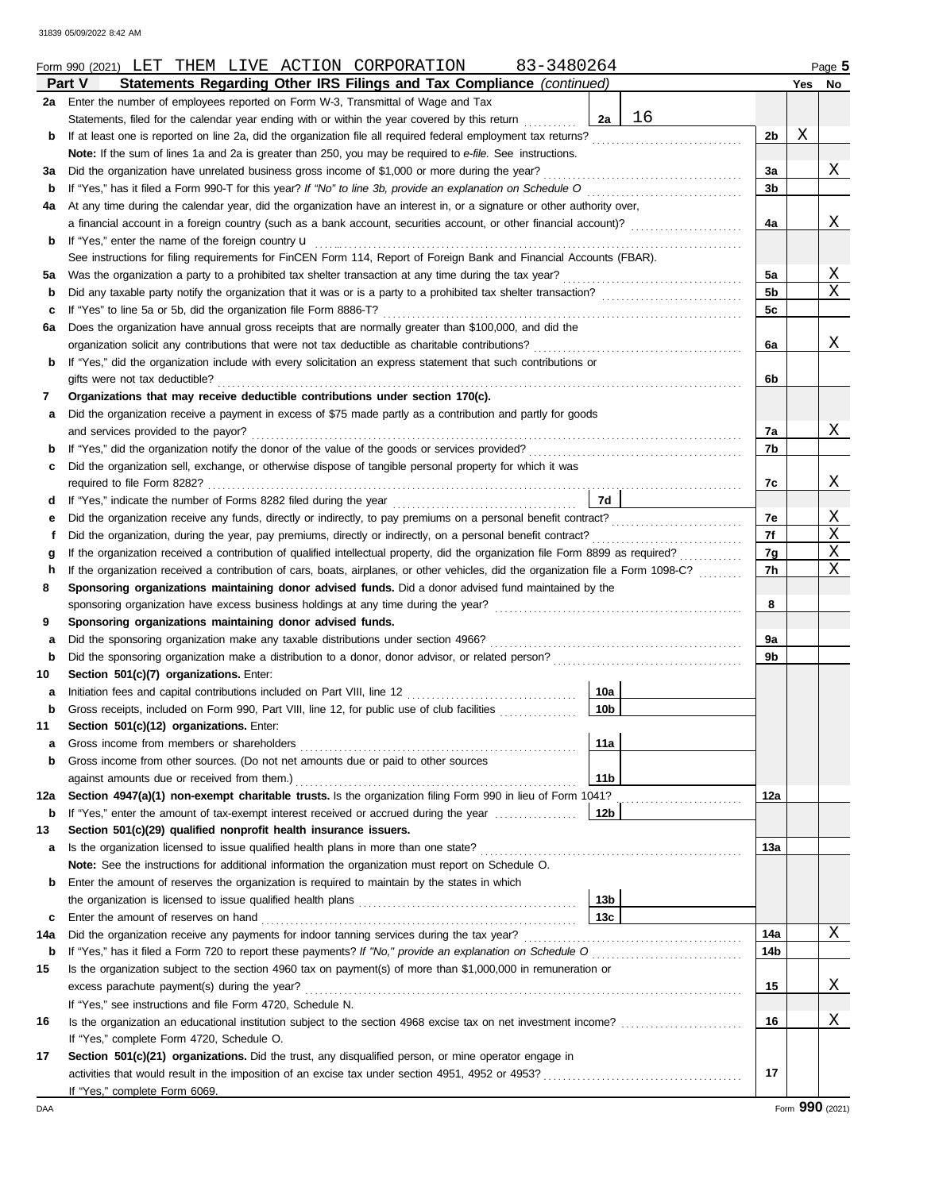Form 990 (2021) LET THEM LIVE ACTION CORPORATION 83-3480264 Page **5**

**Part V Statements Regarding Other IRS Filings and Tax Compliance** *(continued)*

| | | | | | Yes | No |
|---|---|---|---|---|---|---|
| **2a** | Enter the number of employees reported on Form W-3, Transmittal of Wage and Tax Statements, filed for the calendar year ending with or within the year covered by this return | 2a | 16 | | | |
| **b** | If at least one is reported on line 2a, did the organization file all required federal employment tax returns? | | | 2b | X | |
| | **Note:** If the sum of lines 1a and 2a is greater than 250, you may be required to *e-file.* See instructions. | | | | | |
| **3a** | Did the organization have unrelated business gross income of $1,000 or more during the year? | | | 3a | | X |
| **b** | If "Yes," has it filed a Form 990-T for this year? *If "No" to line 3b, provide an explanation on Schedule O* | | | 3b | | |
| **4a** | At any time during the calendar year, did the organization have an interest in, or a signature or other authority over, a financial account in a foreign country (such as a bank account, securities account, or other financial account)? | | | 4a | | X |
| **b** | If "Yes," enter the name of the foreign country u | | | | | |
| | See instructions for filing requirements for FinCEN Form 114, Report of Foreign Bank and Financial Accounts (FBAR). | | | | | |
| **5a** | Was the organization a party to a prohibited tax shelter transaction at any time during the tax year? | | | 5a | | X |
| **b** | Did any taxable party notify the organization that it was or is a party to a prohibited tax shelter transaction? | | | 5b | | X |
| **c** | If "Yes" to line 5a or 5b, did the organization file Form 8886-T? | | | 5c | | |
| **6a** | Does the organization have annual gross receipts that are normally greater than $100,000, and did the organization solicit any contributions that were not tax deductible as charitable contributions? | | | 6a | | X |
| **b** | If "Yes," did the organization include with every solicitation an express statement that such contributions or gifts were not tax deductible? | | | 6b | | |
| **7** | **Organizations that may receive deductible contributions under section 170(c).** | | | | | |
| **a** | Did the organization receive a payment in excess of $75 made partly as a contribution and partly for goods and services provided to the payor? | | | 7a | | X |
| **b** | If "Yes," did the organization notify the donor of the value of the goods or services provided? | | | 7b | | |
| **c** | Did the organization sell, exchange, or otherwise dispose of tangible personal property for which it was required to file Form 8282? | | | 7c | | X |
| **d** | If "Yes," indicate the number of Forms 8282 filed during the year | 7d | | | | |
| **e** | Did the organization receive any funds, directly or indirectly, to pay premiums on a personal benefit contract? | | | 7e | | X |
| **f** | Did the organization, during the year, pay premiums, directly or indirectly, on a personal benefit contract? | | | 7f | | X |
| **g** | If the organization received a contribution of qualified intellectual property, did the organization file Form 8899 as required? | | | 7g | | X |
| **h** | If the organization received a contribution of cars, boats, airplanes, or other vehicles, did the organization file a Form 1098-C? | | | 7h | | X |
| **8** | **Sponsoring organizations maintaining donor advised funds.** Did a donor advised fund maintained by the sponsoring organization have excess business holdings at any time during the year? | | | 8 | | |
| **9** | **Sponsoring organizations maintaining donor advised funds.** | | | | | |
| **a** | Did the sponsoring organization make any taxable distributions under section 4966? | | | 9a | | |
| **b** | Did the sponsoring organization make a distribution to a donor, donor advisor, or related person? | | | 9b | | |
| **10** | **Section 501(c)(7) organizations.** Enter: | | | | | |
| **a** | Initiation fees and capital contributions included on Part VIII, line 12 | 10a | | | | |
| **b** | Gross receipts, included on Form 990, Part VIII, line 12, for public use of club facilities | 10b | | | | |
| **11** | **Section 501(c)(12) organizations.** Enter: | | | | | |
| **a** | Gross income from members or shareholders | 11a | | | | |
| **b** | Gross income from other sources. (Do not net amounts due or paid to other sources against amounts due or received from them.) | 11b | | | | |
| **12a** | **Section 4947(a)(1) non-exempt charitable trusts.** Is the organization filing Form 990 in lieu of Form 1041? | | | 12a | | |
| **b** | If "Yes," enter the amount of tax-exempt interest received or accrued during the year | 12b | | | | |
| **13** | **Section 501(c)(29) qualified nonprofit health insurance issuers.** | | | | | |
| **a** | Is the organization licensed to issue qualified health plans in more than one state? | | | 13a | | |
| | **Note:** See the instructions for additional information the organization must report on Schedule O. | | | | | |
| **b** | Enter the amount of reserves the organization is required to maintain by the states in which the organization is licensed to issue qualified health plans | 13b | | | | |
| **c** | Enter the amount of reserves on hand | 13c | | | | |
| **14a** | Did the organization receive any payments for indoor tanning services during the tax year? | | | 14a | | X |
| **b** | If "Yes," has it filed a Form 720 to report these payments? *If "No," provide an explanation on Schedule O* | | | 14b | | |
| **15** | Is the organization subject to the section 4960 tax on payment(s) of more than $1,000,000 in remuneration or excess parachute payment(s) during the year? | | | 15 | | X |
| | If "Yes," see instructions and file Form 4720, Schedule N. | | | | | |
| **16** | Is the organization an educational institution subject to the section 4968 excise tax on net investment income? | | | 16 | | X |
| | If "Yes," complete Form 4720, Schedule O. | | | | | |
| **17** | **Section 501(c)(21) organizations.** Did the trust, any disqualified person, or mine operator engage in activities that would result in the imposition of an excise tax under section 4951, 4952 or 4953? | | | 17 | | |
| | If "Yes," complete Form 6069. | | | | | |

Form **990** (2021)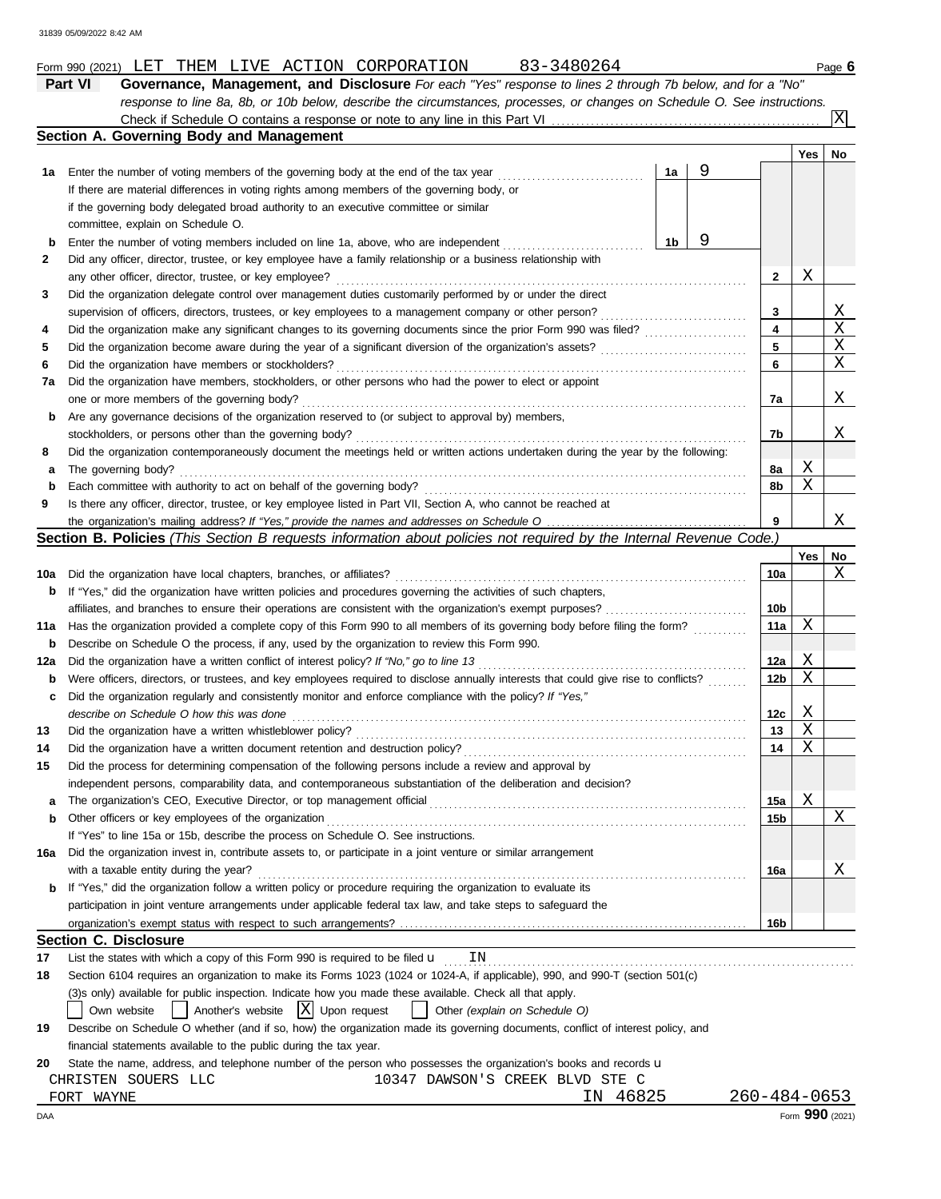Form 990 (2021) LET THEM LIVE ACTION CORPORATION 83-3480264 Page **6**

**Part VI Governance, Management, and Disclosure** *For each "Yes" response to lines 2 through 7b below, and for a "No" response to line 8a, 8b, or 10b below, describe the circumstances, processes, or changes on Schedule O. See instructions.*

Check if Schedule O contains a response or note to any line in this Part VI .......... [X]

## Section A. Governing Body and Management

| | | | | Line | Yes | No |
|---|---|---|---|---|---|---|
| **1a** | Enter the number of voting members of the governing body at the end of the tax year. If there are material differences in voting rights among members of the governing body, or if the governing body delegated broad authority to an executive committee or similar committee, explain on Schedule O. | 1a | 9 | | | |
| **b** | Enter the number of voting members included on line 1a, above, who are independent | 1b | 9 | | | |
| **2** | Did any officer, director, trustee, or key employee have a family relationship or a business relationship with any other officer, director, trustee, or key employee? | | | 2 | X | |
| **3** | Did the organization delegate control over management duties customarily performed by or under the direct supervision of officers, directors, trustees, or key employees to a management company or other person? | | | 3 | | X |
| **4** | Did the organization make any significant changes to its governing documents since the prior Form 990 was filed? | | | 4 | | X |
| **5** | Did the organization become aware during the year of a significant diversion of the organization's assets? | | | 5 | | X |
| **6** | Did the organization have members or stockholders? | | | 6 | | X |
| **7a** | Did the organization have members, stockholders, or other persons who had the power to elect or appoint one or more members of the governing body? | | | 7a | | X |
| **b** | Are any governance decisions of the organization reserved to (or subject to approval by) members, stockholders, or persons other than the governing body? | | | 7b | | X |
| **8** | Did the organization contemporaneously document the meetings held or written actions undertaken during the year by the following: | | | | | |
| **a** | The governing body? | | | 8a | X | |
| **b** | Each committee with authority to act on behalf of the governing body? | | | 8b | X | |
| **9** | Is there any officer, director, trustee, or key employee listed in Part VII, Section A, who cannot be reached at the organization's mailing address? *If "Yes," provide the names and addresses on Schedule O* | | | 9 | | X |

## Section B. Policies *(This Section B requests information about policies not required by the Internal Revenue Code.)*

| | | Line | Yes | No |
|---|---|---|---|---|
| **10a** | Did the organization have local chapters, branches, or affiliates? | 10a | | X |
| **b** | If "Yes," did the organization have written policies and procedures governing the activities of such chapters, affiliates, and branches to ensure their operations are consistent with the organization's exempt purposes? | 10b | | |
| **11a** | Has the organization provided a complete copy of this Form 990 to all members of its governing body before filing the form? | 11a | X | |
| **b** | Describe on Schedule O the process, if any, used by the organization to review this Form 990. | | | |
| **12a** | Did the organization have a written conflict of interest policy? *If "No," go to line 13* | 12a | X | |
| **b** | Were officers, directors, or trustees, and key employees required to disclose annually interests that could give rise to conflicts? | 12b | X | |
| **c** | Did the organization regularly and consistently monitor and enforce compliance with the policy? *If "Yes," describe on Schedule O how this was done* | 12c | X | |
| **13** | Did the organization have a written whistleblower policy? | 13 | X | |
| **14** | Did the organization have a written document retention and destruction policy? | 14 | X | |
| **15** | Did the process for determining compensation of the following persons include a review and approval by independent persons, comparability data, and contemporaneous substantiation of the deliberation and decision? | | | |
| **a** | The organization's CEO, Executive Director, or top management official | 15a | X | |
| **b** | Other officers or key employees of the organization | 15b | | X |
| | If "Yes" to line 15a or 15b, describe the process on Schedule O. See instructions. | | | |
| **16a** | Did the organization invest in, contribute assets to, or participate in a joint venture or similar arrangement with a taxable entity during the year? | 16a | | X |
| **b** | If "Yes," did the organization follow a written policy or procedure requiring the organization to evaluate its participation in joint venture arrangements under applicable federal tax law, and take steps to safeguard the organization's exempt status with respect to such arrangements? | 16b | | |

## Section C. Disclosure

**17** List the states with which a copy of this Form 990 is required to be filed u IN

**18** Section 6104 requires an organization to make its Forms 1023 (1024 or 1024-A, if applicable), 990, and 990-T (section 501(c)(3)s only) available for public inspection. Indicate how you made these available. Check all that apply.

[ ] Own website [ ] Another's website [X] Upon request [ ] Other *(explain on Schedule O)*

**19** Describe on Schedule O whether (and if so, how) the organization made its governing documents, conflict of interest policy, and financial statements available to the public during the tax year.

**20** State the name, address, and telephone number of the person who possesses the organization's books and records u

CHRISTEN SOUERS LLC 10347 DAWSON'S CREEK BLVD STE C
FORT WAYNE IN 46825 260-484-0653

DAA Form **990** (2021)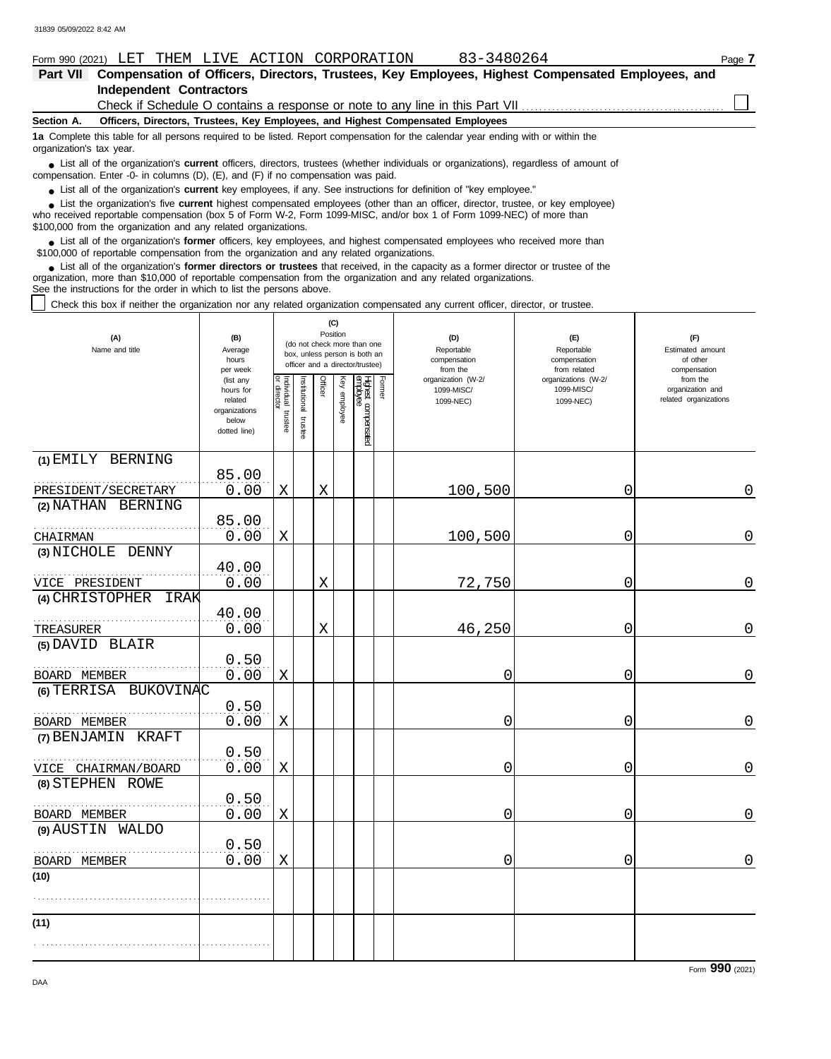Form 990 (2021) LET THEM LIVE ACTION CORPORATION 83-3480264

**Part VII Compensation of Officers, Directors, Trustees, Key Employees, Highest Compensated Employees, and Independent Contractors**

Check if Schedule O contains a response or note to any line in this Part VII ☐

**Section A. Officers, Directors, Trustees, Key Employees, and Highest Compensated Employees**

**1a** Complete this table for all persons required to be listed. Report compensation for the calendar year ending with or within the organization's tax year.

- List all of the organization's **current** officers, directors, trustees (whether individuals or organizations), regardless of amount of compensation. Enter -0- in columns (D), (E), and (F) if no compensation was paid.
- List all of the organization's **current** key employees, if any. See instructions for definition of "key employee."
- List the organization's five **current** highest compensated employees (other than an officer, director, trustee, or key employee) who received reportable compensation (box 5 of Form W-2, Form 1099-MISC, and/or box 1 of Form 1099-NEC) of more than $100,000 from the organization and any related organizations.
- List all of the organization's **former** officers, key employees, and highest compensated employees who received more than $100,000 of reportable compensation from the organization and any related organizations.
- List all of the organization's **former directors or trustees** that received, in the capacity as a former director or trustee of the organization, more than $10,000 of reportable compensation from the organization and any related organizations.

See the instructions for the order in which to list the persons above.

☐ Check this box if neither the organization nor any related organization compensated any current officer, director, or trustee.

| (A) Name and title | (B) Average hours per week (list any hours for related organizations below dotted line) | (C) Position: Individual trustee or director | Institutional trustee | Officer | Key employee | Highest compensated employee | Former | (D) Reportable compensation from the organization (W-2/1099-MISC/1099-NEC) | (E) Reportable compensation from related organizations (W-2/1099-MISC/1099-NEC) | (F) Estimated amount of other compensation from the organization and related organizations |
|---|---|---|---|---|---|---|---|---|---|---|
| (1) EMILY BERNING<br>PRESIDENT/SECRETARY | 85.00<br>0.00 | X | | X | | | | 100,500 | 0 | 0 |
| (2) NATHAN BERNING<br>CHAIRMAN | 85.00<br>0.00 | X | | | | | | 100,500 | 0 | 0 |
| (3) NICHOLE DENNY<br>VICE PRESIDENT | 40.00<br>0.00 | | | X | | | | 72,750 | 0 | 0 |
| (4) CHRISTOPHER IRAK<br>TREASURER | 40.00<br>0.00 | | | X | | | | 46,250 | 0 | 0 |
| (5) DAVID BLAIR<br>BOARD MEMBER | 0.50<br>0.00 | X | | | | | | 0 | 0 | 0 |
| (6) TERRISA BUKOVINAC<br>BOARD MEMBER | 0.50<br>0.00 | X | | | | | | 0 | 0 | 0 |
| (7) BENJAMIN KRAFT<br>VICE CHAIRMAN/BOARD | 0.50<br>0.00 | X | | | | | | 0 | 0 | 0 |
| (8) STEPHEN ROWE<br>BOARD MEMBER | 0.50<br>0.00 | X | | | | | | 0 | 0 | 0 |
| (9) AUSTIN WALDO<br>BOARD MEMBER | 0.50<br>0.00 | X | | | | | | 0 | 0 | 0 |
| (10) | | | | | | | | | | |
| (11) | | | | | | | | | | |

Form **990** (2021)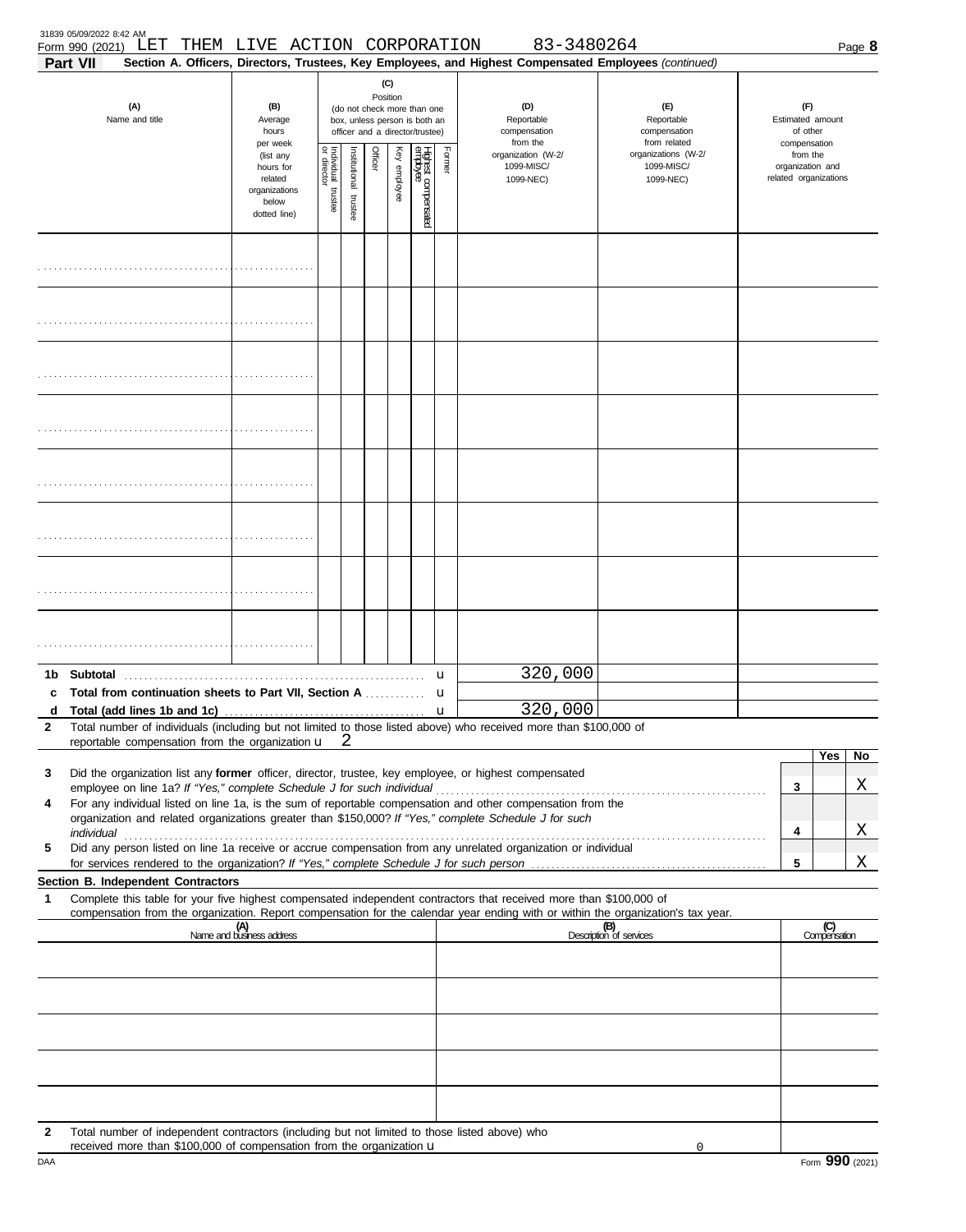Form 990 (2021) LET THEM LIVE ACTION CORPORATION 83-3480264

**Part VII Section A. Officers, Directors, Trustees, Key Employees, and Highest Compensated Employees** *(continued)*

| (A) Name and title | (B) Average hours per week (list any hours for related organizations below dotted line) | (C) Position (do not check more than one box, unless person is both an officer and a director/trustee): Individual trustee or director | Institutional trustee | Officer | Key employee | Highest compensated employee | Former | (D) Reportable compensation from the organization (W-2/ 1099-MISC/ 1099-NEC) | (E) Reportable compensation from related organizations (W-2/ 1099-MISC/ 1099-NEC) | (F) Estimated amount of other compensation from the organization and related organizations |
|---|---|---|---|---|---|---|---|---|---|---|
| | | | | | | | | | | |
| | | | | | | | | | | |
| | | | | | | | | | | |
| | | | | | | | | | | |
| | | | | | | | | | | |
| | | | | | | | | | | |
| | | | | | | | | | | |
| | | | | | | | | | | |

| | | (D) | (E) | (F) |
|---|---|---|---|---|
| **1b** | **Subtotal** | 320,000 | | |
| **c** | **Total from continuation sheets to Part VII, Section A** | | | |
| **d** | **Total (add lines 1b and 1c)** | 320,000 | | |

**2** Total number of individuals (including but not limited to those listed above) who received more than $100,000 of reportable compensation from the organization u 2

| | | | Yes | No |
|---|---|---|---|---|
| **3** | Did the organization list any **former** officer, director, trustee, key employee, or highest compensated employee on line 1a? *If "Yes," complete Schedule J for such individual* | 3 | | X |
| **4** | For any individual listed on line 1a, is the sum of reportable compensation and other compensation from the organization and related organizations greater than $150,000? *If "Yes," complete Schedule J for such individual* | 4 | | X |
| **5** | Did any person listed on line 1a receive or accrue compensation from any unrelated organization or individual for services rendered to the organization? *If "Yes," complete Schedule J for such person* | 5 | | X |

**Section B. Independent Contractors**

**1** Complete this table for your five highest compensated independent contractors that received more than $100,000 of compensation from the organization. Report compensation for the calendar year ending with or within the organization's tax year.

| (A) Name and business address | (B) Description of services | (C) Compensation |
|---|---|---|
| | | |
| | | |
| | | |
| | | |
| | | |

**2** Total number of independent contractors (including but not limited to those listed above) who received more than $100,000 of compensation from the organization u 0

Form **990** (2021)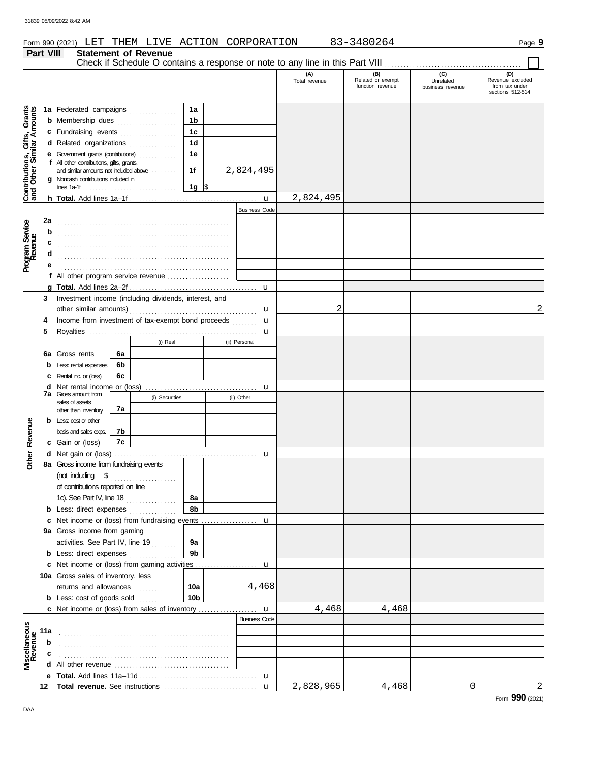Form 990 (2021) LET THEM LIVE ACTION CORPORATION 83-3480264

## Part VIII Statement of Revenue

Check if Schedule O contains a response or note to any line in this Part VIII ☐

| | | | (A) Total revenue | (B) Related or exempt function revenue | (C) Unrelated business revenue | (D) Revenue excluded from tax under sections 512-514 |
|---|---|---|---|---|---|---|
| **Contributions, Gifts, Grants and Other Similar Amounts** | 1a Federated campaigns | 1a | | | | |
| | b Membership dues | 1b | | | | |
| | c Fundraising events | 1c | | | | |
| | d Related organizations | 1d | | | | |
| | e Government grants (contributions) | 1e | | | | |
| | f All other contributions, gifts, grants, and similar amounts not included above | 1f 2,824,495 | | | | |
| | g Noncash contributions included in lines 1a-1f | 1g $ | | | | |
| | h **Total.** Add lines 1a–1f | u | 2,824,495 | | | |
| **Program Service Revenue** | | Business Code | | | | |
| | 2a | | | | | |
| | b | | | | | |
| | c | | | | | |
| | d | | | | | |
| | e | | | | | |
| | f All other program service revenue | | | | | |
| | g **Total.** Add lines 2a–2f | u | | | | |
| **Other Revenue** | 3 Investment income (including dividends, interest, and other similar amounts) | u | 2 | | | 2 |
| | 4 Income from investment of tax-exempt bond proceeds | u | | | | |
| | 5 Royalties | u | | | | |
| | 6a Gross rents — 6a (i) Real / (ii) Personal | | | | | |
| | b Less: rental expenses — 6b | | | | | |
| | c Rental inc. or (loss) — 6c | | | | | |
| | d Net rental income or (loss) | u | | | | |
| | 7a Gross amount from sales of assets other than inventory — 7a (i) Securities / (ii) Other | | | | | |
| | b Less: cost or other basis and sales exps. — 7b | | | | | |
| | c Gain or (loss) — 7c | | | | | |
| | d Net gain or (loss) | u | | | | |
| | 8a Gross income from fundraising events (not including $ of contributions reported on line 1c). See Part IV, line 18 | 8a | | | | |
| | b Less: direct expenses | 8b | | | | |
| | c Net income or (loss) from fundraising events | u | | | | |
| | 9a Gross income from gaming activities. See Part IV, line 19 | 9a | | | | |
| | b Less: direct expenses | 9b | | | | |
| | c Net income or (loss) from gaming activities | u | | | | |
| | 10a Gross sales of inventory, less returns and allowances | 10a 4,468 | | | | |
| | b Less: cost of goods sold | 10b | | | | |
| | c Net income or (loss) from sales of inventory | u | 4,468 | 4,468 | | |
| **Miscellaneous Revenue** | | Business Code | | | | |
| | 11a | | | | | |
| | b | | | | | |
| | c | | | | | |
| | d All other revenue | | | | | |
| | e **Total.** Add lines 11a–11d | u | | | | |
| | 12 **Total revenue.** See instructions | u | 2,828,965 | 4,468 | 0 | 2 |

Form **990** (2021)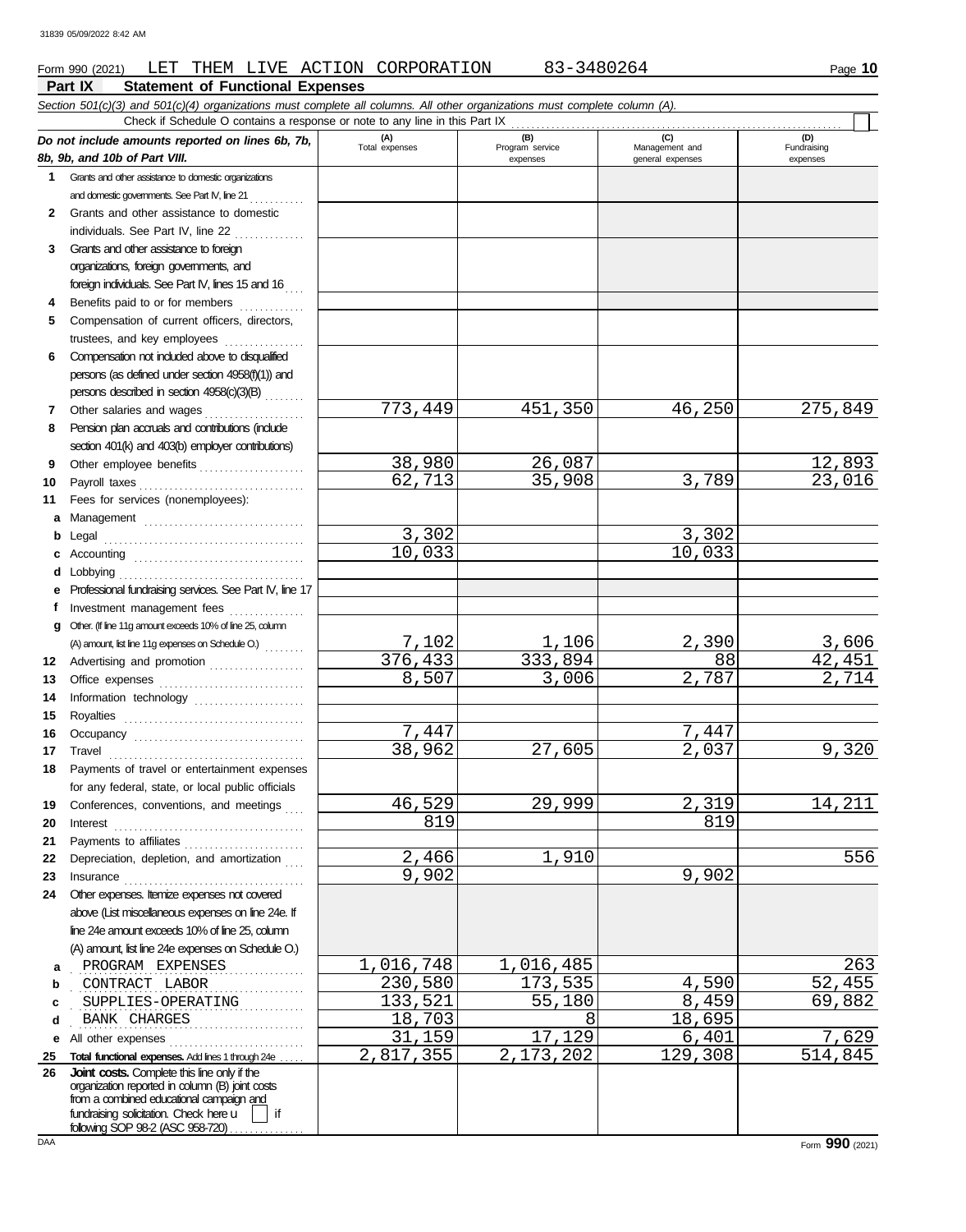Form 990 (2021) LET THEM LIVE ACTION CORPORATION 83-3480264 Page **10**

## Part IX Statement of Functional Expenses

*Section 501(c)(3) and 501(c)(4) organizations must complete all columns. All other organizations must complete column (A).*

Check if Schedule O contains a response or note to any line in this Part IX

| *Do not include amounts reported on lines 6b, 7b, 8b, 9b, and 10b of Part VIII.* | (A) Total expenses | (B) Program service expenses | (C) Management and general expenses | (D) Fundraising expenses |
|---|---|---|---|---|
| **1** Grants and other assistance to domestic organizations and domestic governments. See Part IV, line 21 | | | | |
| **2** Grants and other assistance to domestic individuals. See Part IV, line 22 | | | | |
| **3** Grants and other assistance to foreign organizations, foreign governments, and foreign individuals. See Part IV, lines 15 and 16 | | | | |
| **4** Benefits paid to or for members | | | | |
| **5** Compensation of current officers, directors, trustees, and key employees | | | | |
| **6** Compensation not included above to disqualified persons (as defined under section 4958(f)(1)) and persons described in section 4958(c)(3)(B) | | | | |
| **7** Other salaries and wages | 773,449 | 451,350 | 46,250 | 275,849 |
| **8** Pension plan accruals and contributions (include section 401(k) and 403(b) employer contributions) | | | | |
| **9** Other employee benefits | 38,980 | 26,087 | | 12,893 |
| **10** Payroll taxes | 62,713 | 35,908 | 3,789 | 23,016 |
| **11** Fees for services (nonemployees): | | | | |
| **a** Management | | | | |
| **b** Legal | 3,302 | | 3,302 | |
| **c** Accounting | 10,033 | | 10,033 | |
| **d** Lobbying | | | | |
| **e** Professional fundraising services. See Part IV, line 17 | | | | |
| **f** Investment management fees | | | | |
| **g** Other. (If line 11g amount exceeds 10% of line 25, column (A) amount, list line 11g expenses on Schedule O.) | 7,102 | 1,106 | 2,390 | 3,606 |
| **12** Advertising and promotion | 376,433 | 333,894 | 88 | 42,451 |
| **13** Office expenses | 8,507 | 3,006 | 2,787 | 2,714 |
| **14** Information technology | | | | |
| **15** Royalties | | | | |
| **16** Occupancy | 7,447 | | 7,447 | |
| **17** Travel | 38,962 | 27,605 | 2,037 | 9,320 |
| **18** Payments of travel or entertainment expenses for any federal, state, or local public officials | | | | |
| **19** Conferences, conventions, and meetings | 46,529 | 29,999 | 2,319 | 14,211 |
| **20** Interest | 819 | | 819 | |
| **21** Payments to affiliates | | | | |
| **22** Depreciation, depletion, and amortization | 2,466 | 1,910 | | 556 |
| **23** Insurance | 9,902 | | 9,902 | |
| **24** Other expenses. Itemize expenses not covered above (List miscellaneous expenses on line 24e. If line 24e amount exceeds 10% of line 25, column (A) amount, list line 24e expenses on Schedule O.) | | | | |
| **a** PROGRAM EXPENSES | 1,016,748 | 1,016,485 | | 263 |
| **b** CONTRACT LABOR | 230,580 | 173,535 | 4,590 | 52,455 |
| **c** SUPPLIES-OPERATING | 133,521 | 55,180 | 8,459 | 69,882 |
| **d** BANK CHARGES | 18,703 | 8 | 18,695 | |
| **e** All other expenses | 31,159 | 17,129 | 6,401 | 7,629 |
| **25 Total functional expenses.** Add lines 1 through 24e | 2,817,355 | 2,173,202 | 129,308 | 514,845 |
| **26 Joint costs.** Complete this line only if the organization reported in column (B) joint costs from a combined educational campaign and fundraising solicitation. Check here ☐ if following SOP 98-2 (ASC 958-720) | | | | |

Form **990** (2021)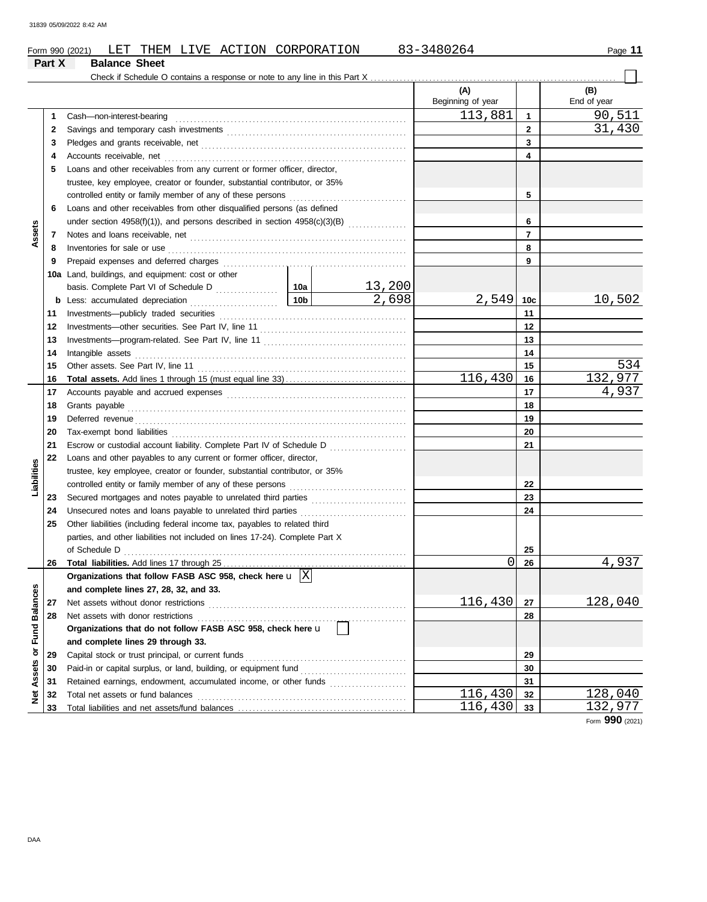Form 990 (2021) LET THEM LIVE ACTION CORPORATION 83-3480264

## Part X Balance Sheet

Check if Schedule O contains a response or note to any line in this Part X ☐

| Section | Line | Description | | | (A) Beginning of year | | (B) End of year |
|---|---|---|---|---|---|---|---|
| Assets | 1 | Cash—non-interest-bearing | | | 113,881 | 1 | 90,511 |
| | 2 | Savings and temporary cash investments | | | | 2 | 31,430 |
| | 3 | Pledges and grants receivable, net | | | | 3 | |
| | 4 | Accounts receivable, net | | | | 4 | |
| | 5 | Loans and other receivables from any current or former officer, director, trustee, key employee, creator or founder, substantial contributor, or 35% controlled entity or family member of any of these persons | | | | 5 | |
| | 6 | Loans and other receivables from other disqualified persons (as defined under section 4958(f)(1)), and persons described in section 4958(c)(3)(B) | | | | 6 | |
| | 7 | Notes and loans receivable, net | | | | 7 | |
| | 8 | Inventories for sale or use | | | | 8 | |
| | 9 | Prepaid expenses and deferred charges | | | | 9 | |
| | 10a | Land, buildings, and equipment: cost or other basis. Complete Part VI of Schedule D | 10a | 13,200 | | | |
| | b | Less: accumulated depreciation | 10b | 2,698 | 2,549 | 10c | 10,502 |
| | 11 | Investments—publicly traded securities | | | | 11 | |
| | 12 | Investments—other securities. See Part IV, line 11 | | | | 12 | |
| | 13 | Investments—program-related. See Part IV, line 11 | | | | 13 | |
| | 14 | Intangible assets | | | | 14 | |
| | 15 | Other assets. See Part IV, line 11 | | | | 15 | 534 |
| | 16 | **Total assets.** Add lines 1 through 15 (must equal line 33) | | | 116,430 | 16 | 132,977 |
| Liabilities | 17 | Accounts payable and accrued expenses | | | | 17 | 4,937 |
| | 18 | Grants payable | | | | 18 | |
| | 19 | Deferred revenue | | | | 19 | |
| | 20 | Tax-exempt bond liabilities | | | | 20 | |
| | 21 | Escrow or custodial account liability. Complete Part IV of Schedule D | | | | 21 | |
| | 22 | Loans and other payables to any current or former officer, director, trustee, key employee, creator or founder, substantial contributor, or 35% controlled entity or family member of any of these persons | | | | 22 | |
| | 23 | Secured mortgages and notes payable to unrelated third parties | | | | 23 | |
| | 24 | Unsecured notes and loans payable to unrelated third parties | | | | 24 | |
| | 25 | Other liabilities (including federal income tax, payables to related third parties, and other liabilities not included on lines 17-24). Complete Part X of Schedule D | | | | 25 | |
| | 26 | **Total liabilities.** Add lines 17 through 25 | | | 0 | 26 | 4,937 |
| Net Assets or Fund Balances | | **Organizations that follow FASB ASC 958, check here** ☒ **and complete lines 27, 28, 32, and 33.** | | | | | |
| | 27 | Net assets without donor restrictions | | | 116,430 | 27 | 128,040 |
| | 28 | Net assets with donor restrictions | | | | 28 | |
| | | **Organizations that do not follow FASB ASC 958, check here** ☐ **and complete lines 29 through 33.** | | | | | |
| | 29 | Capital stock or trust principal, or current funds | | | | 29 | |
| | 30 | Paid-in or capital surplus, or land, building, or equipment fund | | | | 30 | |
| | 31 | Retained earnings, endowment, accumulated income, or other funds | | | | 31 | |
| | 32 | Total net assets or fund balances | | | 116,430 | 32 | 128,040 |
| | 33 | Total liabilities and net assets/fund balances | | | 116,430 | 33 | 132,977 |

Form **990** (2021)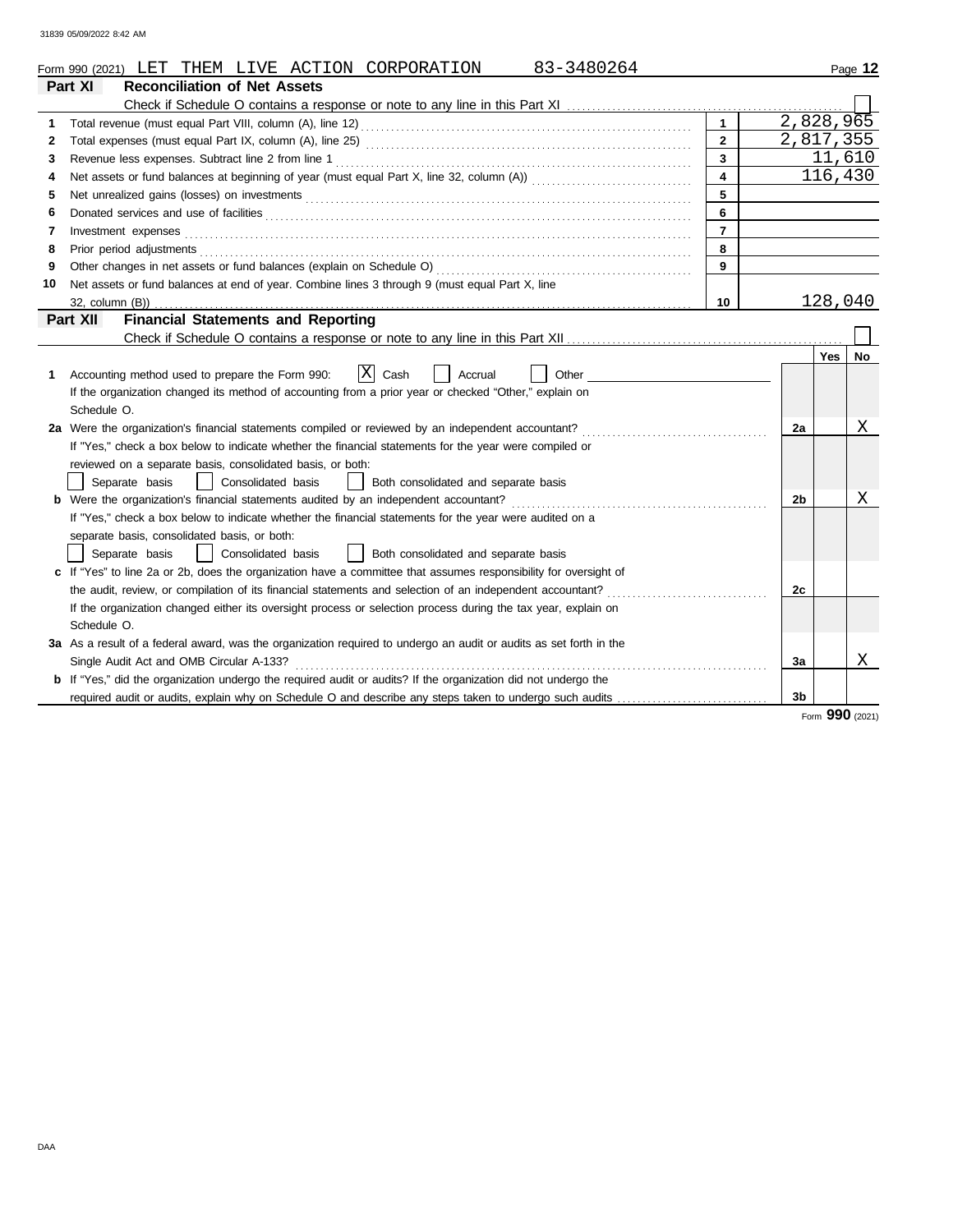Form 990 (2021) LET THEM LIVE ACTION CORPORATION 83-3480264

## Part XI Reconciliation of Net Assets

Check if Schedule O contains a response or note to any line in this Part XI ☐

| | | | |
|---|---|---|---|
| 1 | Total revenue (must equal Part VIII, column (A), line 12) | 1 | 2,828,965 |
| 2 | Total expenses (must equal Part IX, column (A), line 25) | 2 | 2,817,355 |
| 3 | Revenue less expenses. Subtract line 2 from line 1 | 3 | 11,610 |
| 4 | Net assets or fund balances at beginning of year (must equal Part X, line 32, column (A)) | 4 | 116,430 |
| 5 | Net unrealized gains (losses) on investments | 5 | |
| 6 | Donated services and use of facilities | 6 | |
| 7 | Investment expenses | 7 | |
| 8 | Prior period adjustments | 8 | |
| 9 | Other changes in net assets or fund balances (explain on Schedule O) | 9 | |
| 10 | Net assets or fund balances at end of year. Combine lines 3 through 9 (must equal Part X, line 32, column (B)) | 10 | 128,040 |

## Part XII Financial Statements and Reporting

Check if Schedule O contains a response or note to any line in this Part XII ☐

| | | | Yes | No |
|---|---|---|---|---|
| 1 | Accounting method used to prepare the Form 990: ☒ Cash ☐ Accrual ☐ Other<br>If the organization changed its method of accounting from a prior year or checked "Other," explain on Schedule O. | | | |
| 2a | Were the organization's financial statements compiled or reviewed by an independent accountant? | 2a | | X |
| | If "Yes," check a box below to indicate whether the financial statements for the year were compiled or reviewed on a separate basis, consolidated basis, or both:<br>☐ Separate basis ☐ Consolidated basis ☐ Both consolidated and separate basis | | | |
| b | Were the organization's financial statements audited by an independent accountant? | 2b | | X |
| | If "Yes," check a box below to indicate whether the financial statements for the year were audited on a separate basis, consolidated basis, or both:<br>☐ Separate basis ☐ Consolidated basis ☐ Both consolidated and separate basis | | | |
| c | If "Yes" to line 2a or 2b, does the organization have a committee that assumes responsibility for oversight of the audit, review, or compilation of its financial statements and selection of an independent accountant? | 2c | | |
| | If the organization changed either its oversight process or selection process during the tax year, explain on Schedule O. | | | |
| 3a | As a result of a federal award, was the organization required to undergo an audit or audits as set forth in the Single Audit Act and OMB Circular A-133? | 3a | | X |
| b | If "Yes," did the organization undergo the required audit or audits? If the organization did not undergo the required audit or audits, explain why on Schedule O and describe any steps taken to undergo such audits | 3b | | |

Form **990** (2021)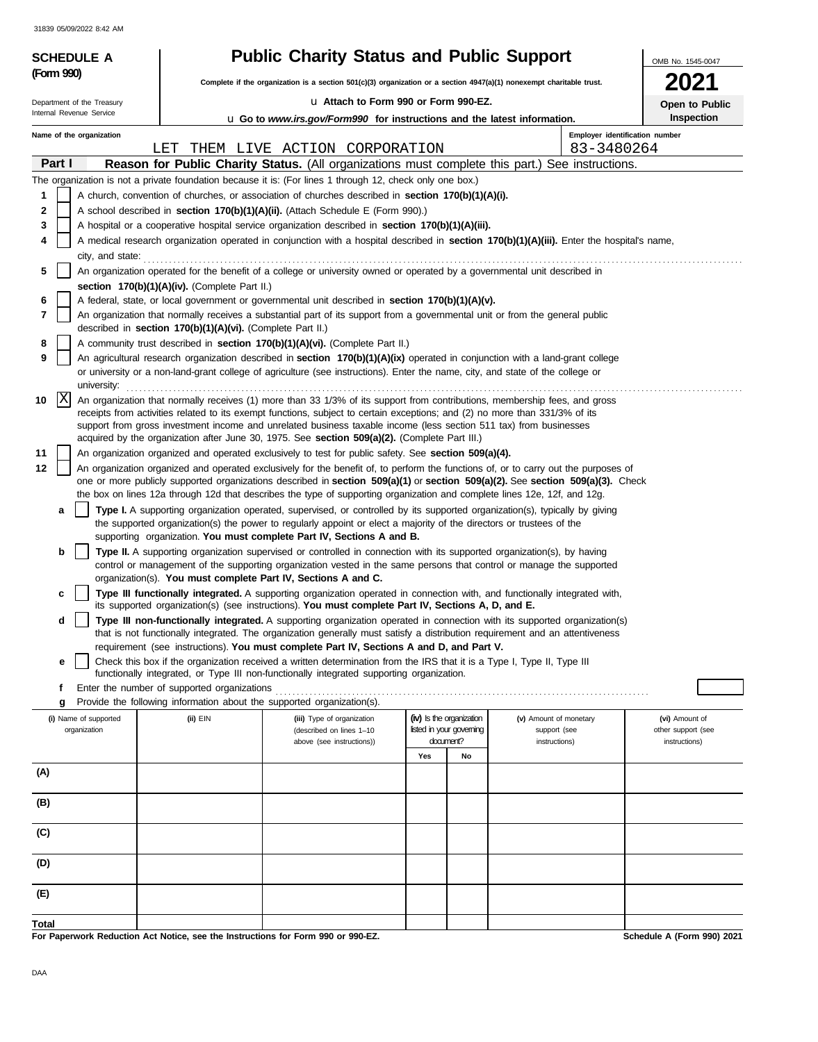31839 05/09/2022 8:42 AM

**SCHEDULE A (Form 990)**

Department of the Treasury
Internal Revenue Service

# Public Charity Status and Public Support

**Complete if the organization is a section 501(c)(3) organization or a section 4947(a)(1) nonexempt charitable trust.**

u Attach to Form 990 or Form 990-EZ.

u Go to *www.irs.gov/Form990* for instructions and the latest information.

OMB No. 1545-0047

**2021**

**Open to Public Inspection**

**Name of the organization:** LET THEM LIVE ACTION CORPORATION

**Employer identification number:** 83-3480264

## Part I Reason for Public Charity Status. (All organizations must complete this part.) See instructions.

The organization is not a private foundation because it is: (For lines 1 through 12, check only one box.)

1 [ ] A church, convention of churches, or association of churches described in **section 170(b)(1)(A)(i).**

2 [ ] A school described in **section 170(b)(1)(A)(ii).** (Attach Schedule E (Form 990).)

3 [ ] A hospital or a cooperative hospital service organization described in **section 170(b)(1)(A)(iii).**

4 [ ] A medical research organization operated in conjunction with a hospital described in **section 170(b)(1)(A)(iii).** Enter the hospital's name, city, and state:

5 [ ] An organization operated for the benefit of a college or university owned or operated by a governmental unit described in **section 170(b)(1)(A)(iv).** (Complete Part II.)

6 [ ] A federal, state, or local government or governmental unit described in **section 170(b)(1)(A)(v).**

7 [ ] An organization that normally receives a substantial part of its support from a governmental unit or from the general public described in **section 170(b)(1)(A)(vi).** (Complete Part II.)

8 [ ] A community trust described in **section 170(b)(1)(A)(vi).** (Complete Part II.)

9 [ ] An agricultural research organization described in **section 170(b)(1)(A)(ix)** operated in conjunction with a land-grant college or university or a non-land-grant college of agriculture (see instructions). Enter the name, city, and state of the college or university:

10 [X] An organization that normally receives (1) more than 33 1/3% of its support from contributions, membership fees, and gross receipts from activities related to its exempt functions, subject to certain exceptions; and (2) no more than 331/3% of its support from gross investment income and unrelated business taxable income (less section 511 tax) from businesses acquired by the organization after June 30, 1975. See **section 509(a)(2).** (Complete Part III.)

11 [ ] An organization organized and operated exclusively to test for public safety. See **section 509(a)(4).**

12 [ ] An organization organized and operated exclusively for the benefit of, to perform the functions of, or to carry out the purposes of one or more publicly supported organizations described in **section 509(a)(1)** or **section 509(a)(2).** See **section 509(a)(3).** Check the box on lines 12a through 12d that describes the type of supporting organization and complete lines 12e, 12f, and 12g.

a [ ] **Type I.** A supporting organization operated, supervised, or controlled by its supported organization(s), typically by giving the supported organization(s) the power to regularly appoint or elect a majority of the directors or trustees of the supporting organization. **You must complete Part IV, Sections A and B.**

b [ ] **Type II.** A supporting organization supervised or controlled in connection with its supported organization(s), by having control or management of the supporting organization vested in the same persons that control or manage the supported organization(s). **You must complete Part IV, Sections A and C.**

c [ ] **Type III functionally integrated.** A supporting organization operated in connection with, and functionally integrated with, its supported organization(s) (see instructions). **You must complete Part IV, Sections A, D, and E.**

d [ ] **Type III non-functionally integrated.** A supporting organization operated in connection with its supported organization(s) that is not functionally integrated. The organization generally must satisfy a distribution requirement and an attentiveness requirement (see instructions). **You must complete Part IV, Sections A and D, and Part V.**

e [ ] Check this box if the organization received a written determination from the IRS that it is a Type I, Type II, Type III functionally integrated, or Type III non-functionally integrated supporting organization.

f Enter the number of supported organizations

g Provide the following information about the supported organization(s).

| (i) Name of supported organization | (ii) EIN | (iii) Type of organization (described on lines 1–10 above (see instructions)) | (iv) Is the organization listed in your governing document? Yes | No | (v) Amount of monetary support (see instructions) | (vi) Amount of other support (see instructions) |
|---|---|---|---|---|---|---|
| (A) | | | | | | |
| (B) | | | | | | |
| (C) | | | | | | |
| (D) | | | | | | |
| (E) | | | | | | |
| **Total** | | | | | | |

**For Paperwork Reduction Act Notice, see the Instructions for Form 990 or 990-EZ.**

**Schedule A (Form 990) 2021**

DAA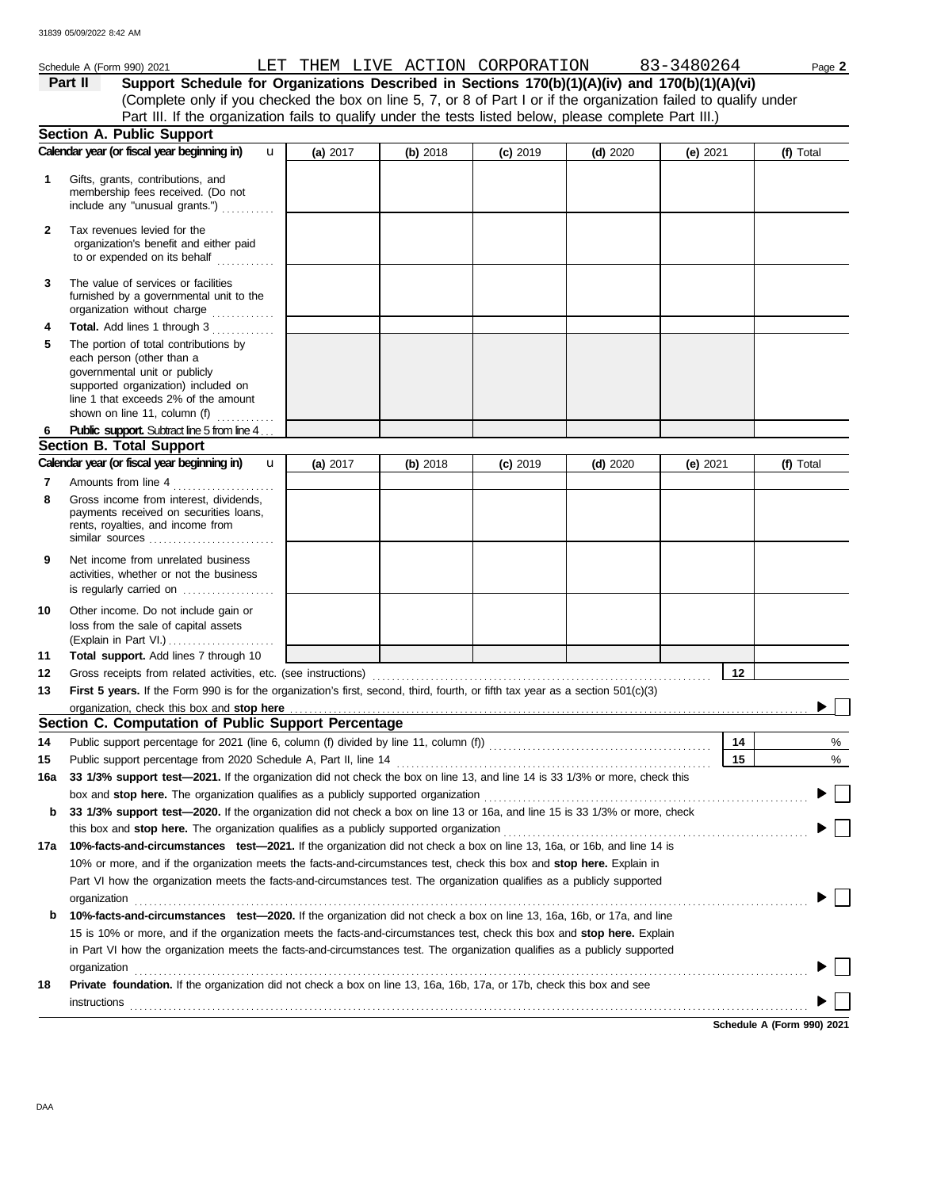Schedule A (Form 990) 2021 LET THEM LIVE ACTION CORPORATION 83-3480264

**Part II Support Schedule for Organizations Described in Sections 170(b)(1)(A)(iv) and 170(b)(1)(A)(vi)**

(Complete only if you checked the box on line 5, 7, or 8 of Part I or if the organization failed to qualify under Part III. If the organization fails to qualify under the tests listed below, please complete Part III.)

## Section A. Public Support

| Calendar year (or fiscal year beginning in) | (a) 2017 | (b) 2018 | (c) 2019 | (d) 2020 | (e) 2021 | (f) Total |
|---|---|---|---|---|---|---|
| **1** Gifts, grants, contributions, and membership fees received. (Do not include any "unusual grants.") | | | | | | |
| **2** Tax revenues levied for the organization's benefit and either paid to or expended on its behalf | | | | | | |
| **3** The value of services or facilities furnished by a governmental unit to the organization without charge | | | | | | |
| **4** **Total.** Add lines 1 through 3 | | | | | | |
| **5** The portion of total contributions by each person (other than a governmental unit or publicly supported organization) included on line 1 that exceeds 2% of the amount shown on line 11, column (f) | | | | | | |
| **6** **Public support.** Subtract line 5 from line 4 | | | | | | |

## Section B. Total Support

| Calendar year (or fiscal year beginning in) | (a) 2017 | (b) 2018 | (c) 2019 | (d) 2020 | (e) 2021 | (f) Total |
|---|---|---|---|---|---|---|
| **7** Amounts from line 4 | | | | | | |
| **8** Gross income from interest, dividends, payments received on securities loans, rents, royalties, and income from similar sources | | | | | | |
| **9** Net income from unrelated business activities, whether or not the business is regularly carried on | | | | | | |
| **10** Other income. Do not include gain or loss from the sale of capital assets (Explain in Part VI.) | | | | | | |
| **11** **Total support.** Add lines 7 through 10 | | | | | | |

**12** Gross receipts from related activities, etc. (see instructions) **12**

**13** **First 5 years.** If the Form 990 is for the organization's first, second, third, fourth, or fifth tax year as a section 501(c)(3) organization, check this box and **stop here** ▶ ☐

## Section C. Computation of Public Support Percentage

**14** Public support percentage for 2021 (line 6, column (f) divided by line 11, column (f)) **14** %

**15** Public support percentage from 2020 Schedule A, Part II, line 14 **15** %

**16a** **33 1/3% support test—2021.** If the organization did not check the box on line 13, and line 14 is 33 1/3% or more, check this box and **stop here.** The organization qualifies as a publicly supported organization ▶ ☐

**b** **33 1/3% support test—2020.** If the organization did not check a box on line 13 or 16a, and line 15 is 33 1/3% or more, check this box and **stop here.** The organization qualifies as a publicly supported organization ▶ ☐

**17a** **10%-facts-and-circumstances test—2021.** If the organization did not check a box on line 13, 16a, or 16b, and line 14 is 10% or more, and if the organization meets the facts-and-circumstances test, check this box and **stop here.** Explain in Part VI how the organization meets the facts-and-circumstances test. The organization qualifies as a publicly supported organization ▶ ☐

**b** **10%-facts-and-circumstances test—2020.** If the organization did not check a box on line 13, 16a, 16b, or 17a, and line 15 is 10% or more, and if the organization meets the facts-and-circumstances test, check this box and **stop here.** Explain in Part VI how the organization meets the facts-and-circumstances test. The organization qualifies as a publicly supported organization ▶ ☐

**18** **Private foundation.** If the organization did not check a box on line 13, 16a, 16b, 17a, or 17b, check this box and see instructions ▶ ☐

**Schedule A (Form 990) 2021**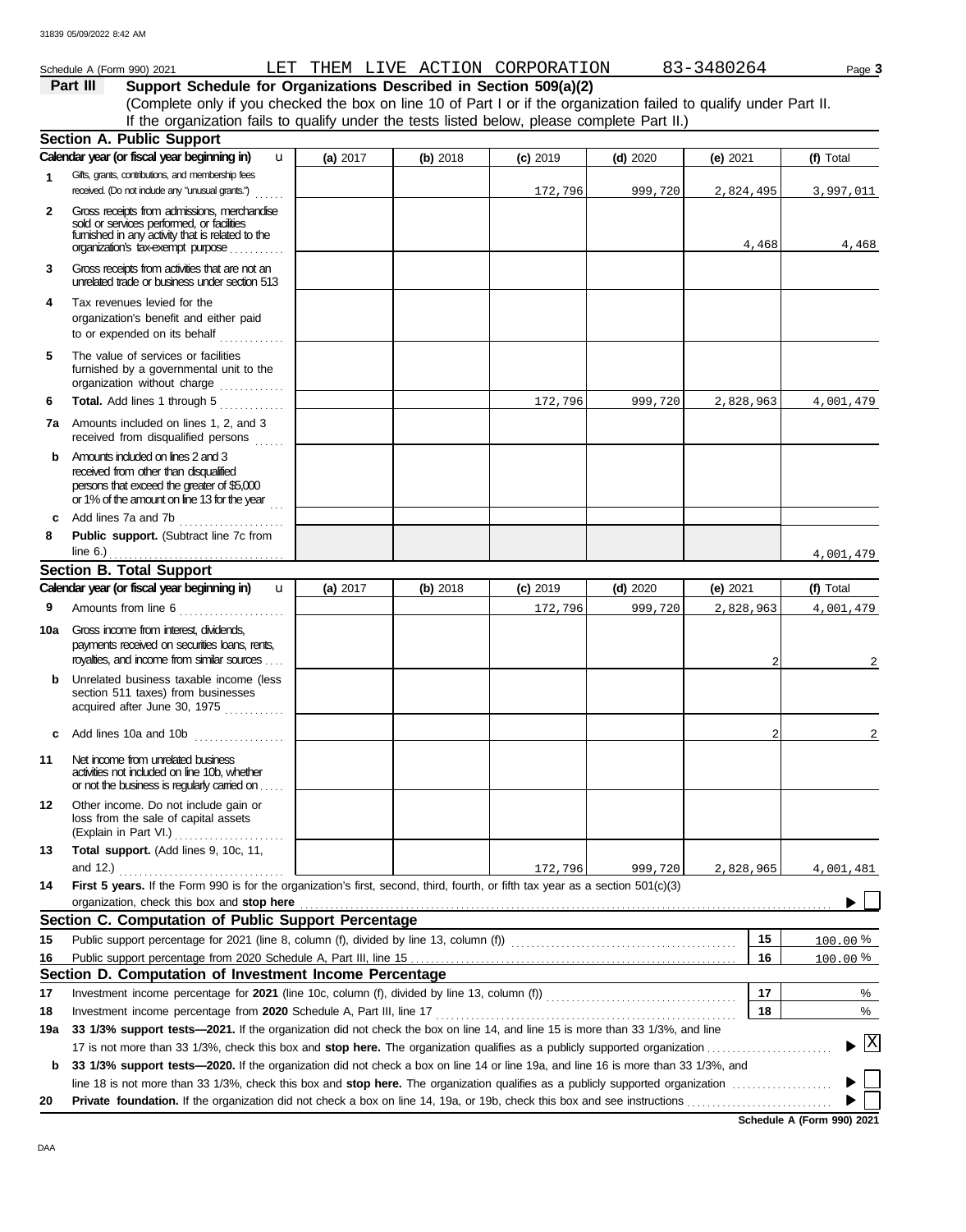Schedule A (Form 990) 2021 LET THEM LIVE ACTION CORPORATION 83-3480264 Page **3**

**Part III Support Schedule for Organizations Described in Section 509(a)(2)**

(Complete only if you checked the box on line 10 of Part I or if the organization failed to qualify under Part II. If the organization fails to qualify under the tests listed below, please complete Part II.)

## Section A. Public Support

| Calendar year (or fiscal year beginning in) | (a) 2017 | (b) 2018 | (c) 2019 | (d) 2020 | (e) 2021 | (f) Total |
|---|---|---|---|---|---|---|
| **1** Gifts, grants, contributions, and membership fees received. (Do not include any "unusual grants.") | | | 172,796 | 999,720 | 2,824,495 | 3,997,011 |
| **2** Gross receipts from admissions, merchandise sold or services performed, or facilities furnished in any activity that is related to the organization's tax-exempt purpose | | | | | 4,468 | 4,468 |
| **3** Gross receipts from activities that are not an unrelated trade or business under section 513 | | | | | | |
| **4** Tax revenues levied for the organization's benefit and either paid to or expended on its behalf | | | | | | |
| **5** The value of services or facilities furnished by a governmental unit to the organization without charge | | | | | | |
| **6** **Total.** Add lines 1 through 5 | | | 172,796 | 999,720 | 2,828,963 | 4,001,479 |
| **7a** Amounts included on lines 1, 2, and 3 received from disqualified persons | | | | | | |
| **b** Amounts included on lines 2 and 3 received from other than disqualified persons that exceed the greater of $5,000 or 1% of the amount on line 13 for the year | | | | | | |
| **c** Add lines 7a and 7b | | | | | | |
| **8** **Public support.** (Subtract line 7c from line 6.) | | | | | | 4,001,479 |

## Section B. Total Support

| Calendar year (or fiscal year beginning in) | (a) 2017 | (b) 2018 | (c) 2019 | (d) 2020 | (e) 2021 | (f) Total |
|---|---|---|---|---|---|---|
| **9** Amounts from line 6 | | | 172,796 | 999,720 | 2,828,963 | 4,001,479 |
| **10a** Gross income from interest, dividends, payments received on securities loans, rents, royalties, and income from similar sources | | | | | 2 | 2 |
| **b** Unrelated business taxable income (less section 511 taxes) from businesses acquired after June 30, 1975 | | | | | | |
| **c** Add lines 10a and 10b | | | | | 2 | 2 |
| **11** Net income from unrelated business activities not included on line 10b, whether or not the business is regularly carried on | | | | | | |
| **12** Other income. Do not include gain or loss from the sale of capital assets (Explain in Part VI.) | | | | | | |
| **13** **Total support.** (Add lines 9, 10c, 11, and 12.) | | | 172,796 | 999,720 | 2,828,965 | 4,001,481 |

**14** **First 5 years.** If the Form 990 is for the organization's first, second, third, fourth, or fifth tax year as a section 501(c)(3) organization, check this box and **stop here** ☐

## Section C. Computation of Public Support Percentage

| | | | |
|---|---|---|---|
| **15** | Public support percentage for 2021 (line 8, column (f), divided by line 13, column (f)) | 15 | 100.00 % |
| **16** | Public support percentage from 2020 Schedule A, Part III, line 15 | 16 | 100.00 % |

## Section D. Computation of Investment Income Percentage

| | | | |
|---|---|---|---|
| **17** | Investment income percentage for **2021** (line 10c, column (f), divided by line 13, column (f)) | 17 | % |
| **18** | Investment income percentage from **2020** Schedule A, Part III, line 17 | 18 | % |

**19a** **33 1/3% support tests—2021.** If the organization did not check the box on line 14, and line 15 is more than 33 1/3%, and line 17 is not more than 33 1/3%, check this box and **stop here.** The organization qualifies as a publicly supported organization ☒

**b** **33 1/3% support tests—2020.** If the organization did not check a box on line 14 or line 19a, and line 16 is more than 33 1/3%, and line 18 is not more than 33 1/3%, check this box and **stop here.** The organization qualifies as a publicly supported organization ☐

**20** **Private foundation.** If the organization did not check a box on line 14, 19a, or 19b, check this box and see instructions ☐

**Schedule A (Form 990) 2021**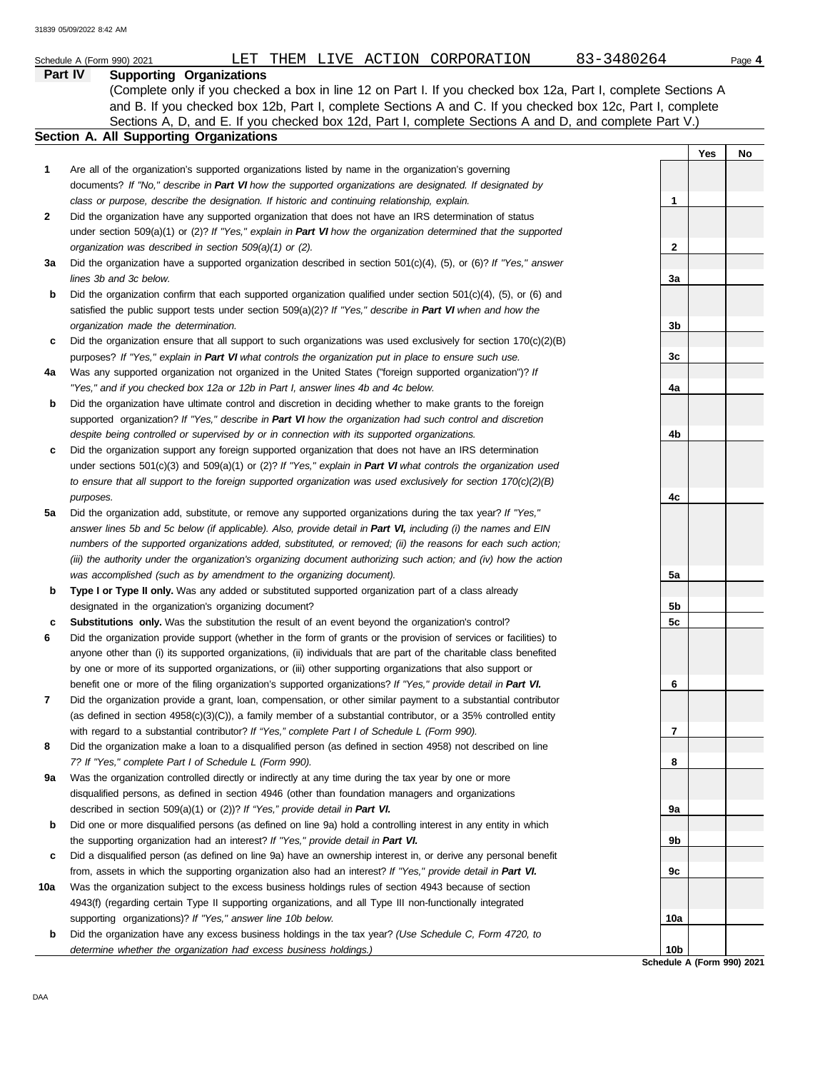Schedule A (Form 990) 2021 LET THEM LIVE ACTION CORPORATION 83-3480264 Page 4

## Part IV Supporting Organizations

(Complete only if you checked a box in line 12 on Part I. If you checked box 12a, Part I, complete Sections A and B. If you checked box 12b, Part I, complete Sections A and C. If you checked box 12c, Part I, complete Sections A, D, and E. If you checked box 12d, Part I, complete Sections A and D, and complete Part V.)

### Section A. All Supporting Organizations

| | | | Yes | No |
|---|---|---|---|---|
| **1** | Are all of the organization's supported organizations listed by name in the organization's governing documents? *If "No," describe in **Part VI** how the supported organizations are designated. If designated by class or purpose, describe the designation. If historic and continuing relationship, explain.* | 1 | | |
| **2** | Did the organization have any supported organization that does not have an IRS determination of status under section 509(a)(1) or (2)? *If "Yes," explain in **Part VI** how the organization determined that the supported organization was described in section 509(a)(1) or (2).* | 2 | | |
| **3a** | Did the organization have a supported organization described in section 501(c)(4), (5), or (6)? *If "Yes," answer lines 3b and 3c below.* | 3a | | |
| **b** | Did the organization confirm that each supported organization qualified under section 501(c)(4), (5), or (6) and satisfied the public support tests under section 509(a)(2)? *If "Yes," describe in **Part VI** when and how the organization made the determination.* | 3b | | |
| **c** | Did the organization ensure that all support to such organizations was used exclusively for section 170(c)(2)(B) purposes? *If "Yes," explain in **Part VI** what controls the organization put in place to ensure such use.* | 3c | | |
| **4a** | Was any supported organization not organized in the United States ("foreign supported organization")? *If "Yes," and if you checked box 12a or 12b in Part I, answer lines 4b and 4c below.* | 4a | | |
| **b** | Did the organization have ultimate control and discretion in deciding whether to make grants to the foreign supported organization? *If "Yes," describe in **Part VI** how the organization had such control and discretion despite being controlled or supervised by or in connection with its supported organizations.* | 4b | | |
| **c** | Did the organization support any foreign supported organization that does not have an IRS determination under sections 501(c)(3) and 509(a)(1) or (2)? *If "Yes," explain in **Part VI** what controls the organization used to ensure that all support to the foreign supported organization was used exclusively for section 170(c)(2)(B) purposes.* | 4c | | |
| **5a** | Did the organization add, substitute, or remove any supported organizations during the tax year? *If "Yes," answer lines 5b and 5c below (if applicable). Also, provide detail in **Part VI,** including (i) the names and EIN numbers of the supported organizations added, substituted, or removed; (ii) the reasons for each such action; (iii) the authority under the organization's organizing document authorizing such action; and (iv) how the action was accomplished (such as by amendment to the organizing document).* | 5a | | |
| **b** | **Type I or Type II only.** Was any added or substituted supported organization part of a class already designated in the organization's organizing document? | 5b | | |
| **c** | **Substitutions only.** Was the substitution the result of an event beyond the organization's control? | 5c | | |
| **6** | Did the organization provide support (whether in the form of grants or the provision of services or facilities) to anyone other than (i) its supported organizations, (ii) individuals that are part of the charitable class benefited by one or more of its supported organizations, or (iii) other supporting organizations that also support or benefit one or more of the filing organization's supported organizations? *If "Yes," provide detail in **Part VI.*** | 6 | | |
| **7** | Did the organization provide a grant, loan, compensation, or other similar payment to a substantial contributor (as defined in section 4958(c)(3)(C)), a family member of a substantial contributor, or a 35% controlled entity with regard to a substantial contributor? *If "Yes," complete Part I of Schedule L (Form 990).* | 7 | | |
| **8** | Did the organization make a loan to a disqualified person (as defined in section 4958) not described on line 7? *If "Yes," complete Part I of Schedule L (Form 990).* | 8 | | |
| **9a** | Was the organization controlled directly or indirectly at any time during the tax year by one or more disqualified persons, as defined in section 4946 (other than foundation managers and organizations described in section 509(a)(1) or (2))? *If "Yes," provide detail in **Part VI.*** | 9a | | |
| **b** | Did one or more disqualified persons (as defined on line 9a) hold a controlling interest in any entity in which the supporting organization had an interest? *If "Yes," provide detail in **Part VI.*** | 9b | | |
| **c** | Did a disqualified person (as defined on line 9a) have an ownership interest in, or derive any personal benefit from, assets in which the supporting organization also had an interest? *If "Yes," provide detail in **Part VI.*** | 9c | | |
| **10a** | Was the organization subject to the excess business holdings rules of section 4943 because of section 4943(f) (regarding certain Type II supporting organizations, and all Type III non-functionally integrated supporting organizations)? *If "Yes," answer line 10b below.* | 10a | | |
| **b** | Did the organization have any excess business holdings in the tax year? *(Use Schedule C, Form 4720, to determine whether the organization had excess business holdings.)* | 10b | | |

Schedule A (Form 990) 2021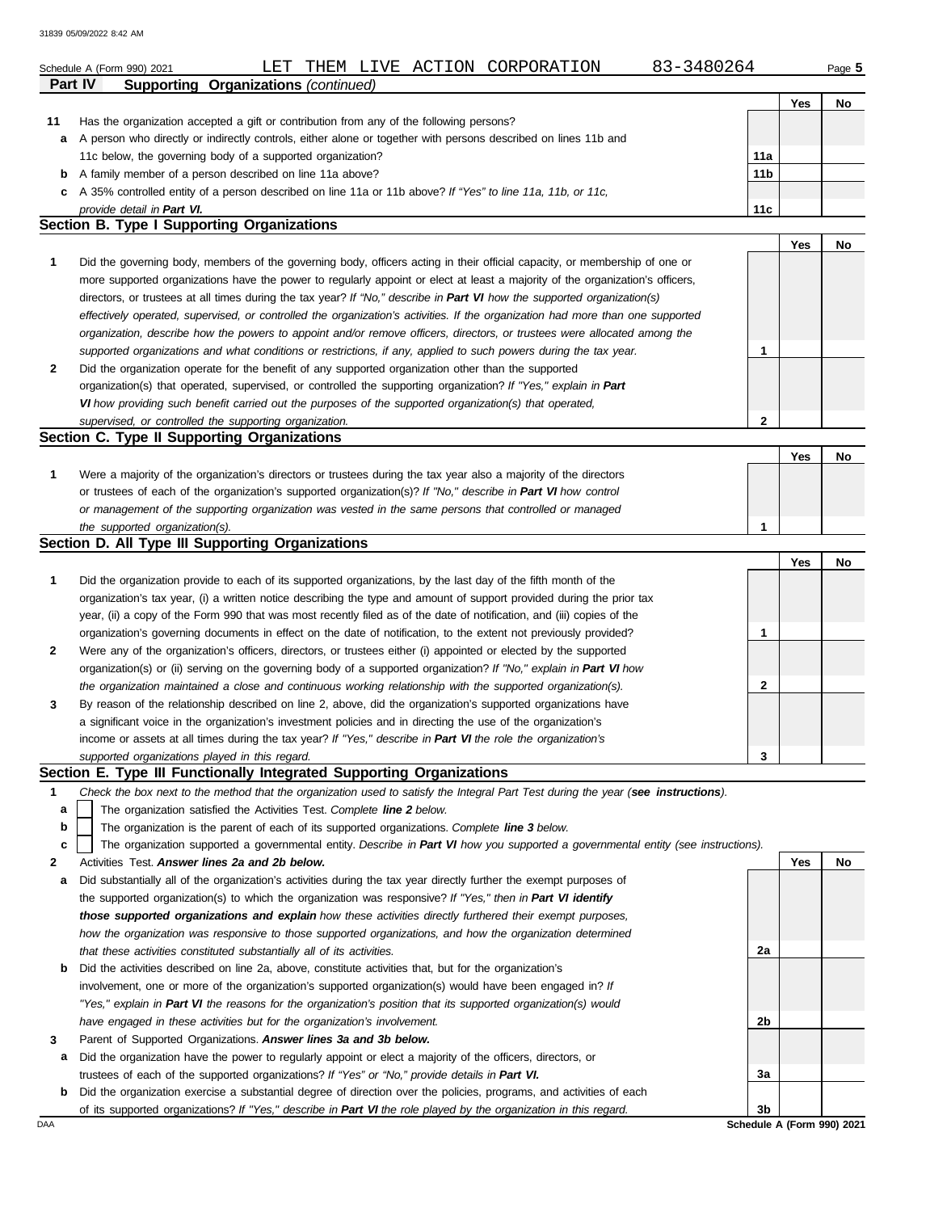Schedule A (Form 990) 2021 LET THEM LIVE ACTION CORPORATION 83-3480264 Page **5**

**Part IV Supporting Organizations** *(continued)*

| | | | Yes | No |
|---|---|---|---|---|
| **11** | Has the organization accepted a gift or contribution from any of the following persons? | | | |
| **a** | A person who directly or indirectly controls, either alone or together with persons described on lines 11b and 11c below, the governing body of a supported organization? | **11a** | | |
| **b** | A family member of a person described on line 11a above? | **11b** | | |
| **c** | A 35% controlled entity of a person described on line 11a or 11b above? *If "Yes" to line 11a, 11b, or 11c, provide detail in **Part VI.*** | **11c** | | |

## Section B. Type I Supporting Organizations

| | | | Yes | No |
|---|---|---|---|---|
| **1** | Did the governing body, members of the governing body, officers acting in their official capacity, or membership of one or more supported organizations have the power to regularly appoint or elect at least a majority of the organization's officers, directors, or trustees at all times during the tax year? *If "No," describe in **Part VI** how the supported organization(s) effectively operated, supervised, or controlled the organization's activities. If the organization had more than one supported organization, describe how the powers to appoint and/or remove officers, directors, or trustees were allocated among the supported organizations and what conditions or restrictions, if any, applied to such powers during the tax year.* | **1** | | |
| **2** | Did the organization operate for the benefit of any supported organization other than the supported organization(s) that operated, supervised, or controlled the supporting organization? *If "Yes," explain in **Part VI** how providing such benefit carried out the purposes of the supported organization(s) that operated, supervised, or controlled the supporting organization.* | **2** | | |

## Section C. Type II Supporting Organizations

| | | | Yes | No |
|---|---|---|---|---|
| **1** | Were a majority of the organization's directors or trustees during the tax year also a majority of the directors or trustees of each of the organization's supported organization(s)? *If "No," describe in **Part VI** how control or management of the supporting organization was vested in the same persons that controlled or managed the supported organization(s).* | **1** | | |

## Section D. All Type III Supporting Organizations

| | | | Yes | No |
|---|---|---|---|---|
| **1** | Did the organization provide to each of its supported organizations, by the last day of the fifth month of the organization's tax year, (i) a written notice describing the type and amount of support provided during the prior tax year, (ii) a copy of the Form 990 that was most recently filed as of the date of notification, and (iii) copies of the organization's governing documents in effect on the date of notification, to the extent not previously provided? | **1** | | |
| **2** | Were any of the organization's officers, directors, or trustees either (i) appointed or elected by the supported organization(s) or (ii) serving on the governing body of a supported organization? *If "No," explain in **Part VI** how the organization maintained a close and continuous working relationship with the supported organization(s).* | **2** | | |
| **3** | By reason of the relationship described on line 2, above, did the organization's supported organizations have a significant voice in the organization's investment policies and in directing the use of the organization's income or assets at all times during the tax year? *If "Yes," describe in **Part VI** the role the organization's supported organizations played in this regard.* | **3** | | |

## Section E. Type III Functionally Integrated Supporting Organizations

**1** *Check the box next to the method that the organization used to satisfy the Integral Part Test during the year (**see instructions**).*

- **a** ☐ The organization satisfied the Activities Test. *Complete **line 2** below.*
- **b** ☐ The organization is the parent of each of its supported organizations. *Complete **line 3** below.*
- **c** ☐ The organization supported a governmental entity. *Describe in **Part VI** how you supported a governmental entity (see instructions).*

| | | | Yes | No |
|---|---|---|---|---|
| **2** | Activities Test. ***Answer lines 2a and 2b below.*** | | | |
| **a** | Did substantially all of the organization's activities during the tax year directly further the exempt purposes of the supported organization(s) to which the organization was responsive? *If "Yes," then in **Part VI identify those supported organizations and explain** how these activities directly furthered their exempt purposes, how the organization was responsive to those supported organizations, and how the organization determined that these activities constituted substantially all of its activities.* | **2a** | | |
| **b** | Did the activities described on line 2a, above, constitute activities that, but for the organization's involvement, one or more of the organization's supported organization(s) would have been engaged in? *If "Yes," explain in **Part VI** the reasons for the organization's position that its supported organization(s) would have engaged in these activities but for the organization's involvement.* | **2b** | | |
| **3** | Parent of Supported Organizations. ***Answer lines 3a and 3b below.*** | | | |
| **a** | Did the organization have the power to regularly appoint or elect a majority of the officers, directors, or trustees of each of the supported organizations? *If "Yes" or "No," provide details in **Part VI.*** | **3a** | | |
| **b** | Did the organization exercise a substantial degree of direction over the policies, programs, and activities of each of its supported organizations? *If "Yes," describe in **Part VI** the role played by the organization in this regard.* | **3b** | | |

**Schedule A (Form 990) 2021**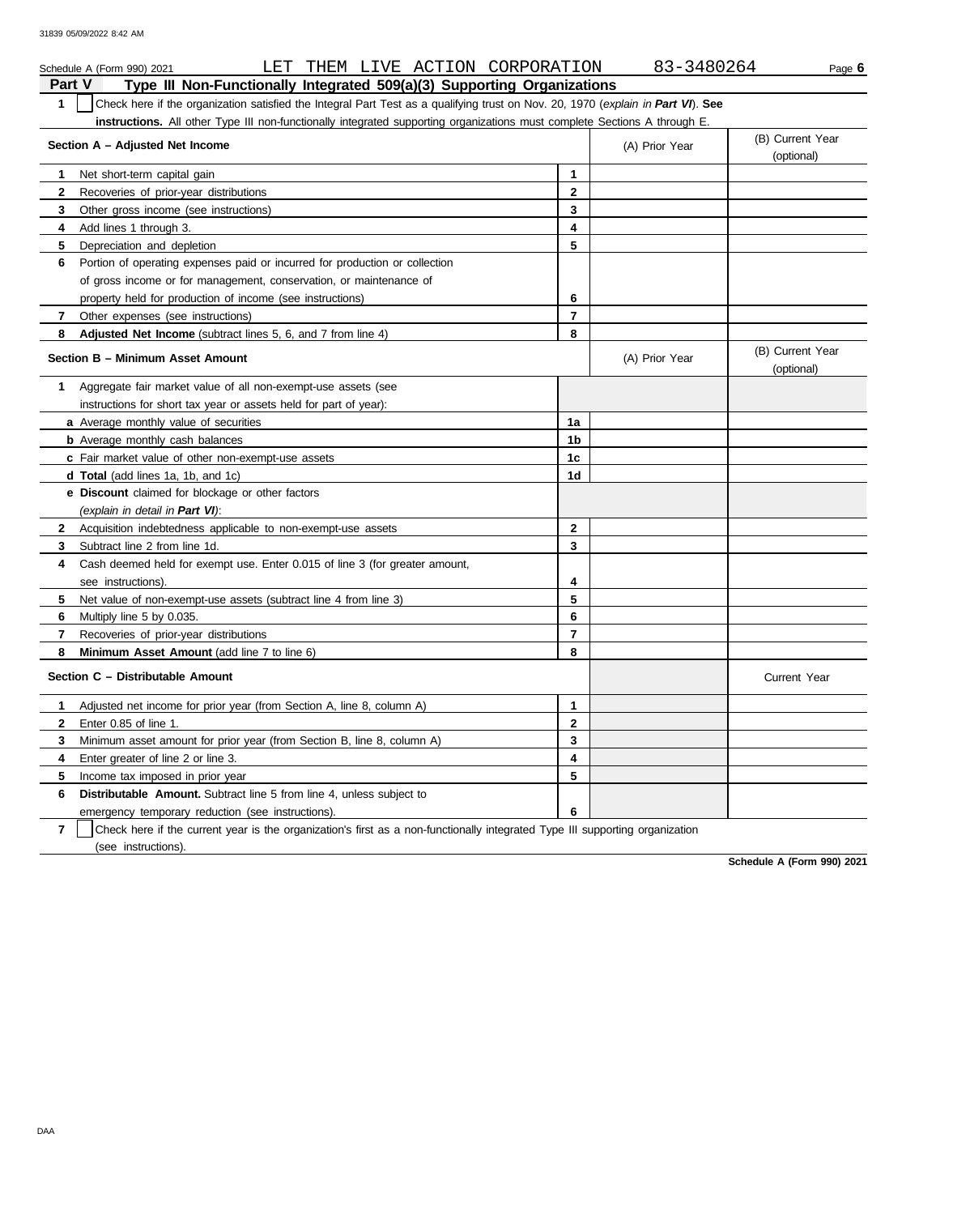Schedule A (Form 990) 2021 LET THEM LIVE ACTION CORPORATION 83-3480264

## Part V Type III Non-Functionally Integrated 509(a)(3) Supporting Organizations

**1** ☐ Check here if the organization satisfied the Integral Part Test as a qualifying trust on Nov. 20, 1970 (*explain in **Part VI***). **See instructions.** All other Type III non-functionally integrated supporting organizations must complete Sections A through E.

| Section A – Adjusted Net Income | | (A) Prior Year | (B) Current Year (optional) |
|---|---|---|---|
| **1** Net short-term capital gain | 1 | | |
| **2** Recoveries of prior-year distributions | 2 | | |
| **3** Other gross income (see instructions) | 3 | | |
| **4** Add lines 1 through 3. | 4 | | |
| **5** Depreciation and depletion | 5 | | |
| **6** Portion of operating expenses paid or incurred for production or collection of gross income or for management, conservation, or maintenance of property held for production of income (see instructions) | 6 | | |
| **7** Other expenses (see instructions) | 7 | | |
| **8** **Adjusted Net Income** (subtract lines 5, 6, and 7 from line 4) | 8 | | |

| Section B – Minimum Asset Amount | | (A) Prior Year | (B) Current Year (optional) |
|---|---|---|---|
| **1** Aggregate fair market value of all non-exempt-use assets (see instructions for short tax year or assets held for part of year): | | | |
| **a** Average monthly value of securities | 1a | | |
| **b** Average monthly cash balances | 1b | | |
| **c** Fair market value of other non-exempt-use assets | 1c | | |
| **d** **Total** (add lines 1a, 1b, and 1c) | 1d | | |
| **e** **Discount** claimed for blockage or other factors (*explain in detail in **Part VI***): | | | |
| **2** Acquisition indebtedness applicable to non-exempt-use assets | 2 | | |
| **3** Subtract line 2 from line 1d. | 3 | | |
| **4** Cash deemed held for exempt use. Enter 0.015 of line 3 (for greater amount, see instructions). | 4 | | |
| **5** Net value of non-exempt-use assets (subtract line 4 from line 3) | 5 | | |
| **6** Multiply line 5 by 0.035. | 6 | | |
| **7** Recoveries of prior-year distributions | 7 | | |
| **8** **Minimum Asset Amount** (add line 7 to line 6) | 8 | | |

| Section C – Distributable Amount | | | Current Year |
|---|---|---|---|
| **1** Adjusted net income for prior year (from Section A, line 8, column A) | 1 | | |
| **2** Enter 0.85 of line 1. | 2 | | |
| **3** Minimum asset amount for prior year (from Section B, line 8, column A) | 3 | | |
| **4** Enter greater of line 2 or line 3. | 4 | | |
| **5** Income tax imposed in prior year | 5 | | |
| **6** **Distributable Amount.** Subtract line 5 from line 4, unless subject to emergency temporary reduction (see instructions). | 6 | | |

**7** ☐ Check here if the current year is the organization's first as a non-functionally integrated Type III supporting organization (see instructions).

**Schedule A (Form 990) 2021**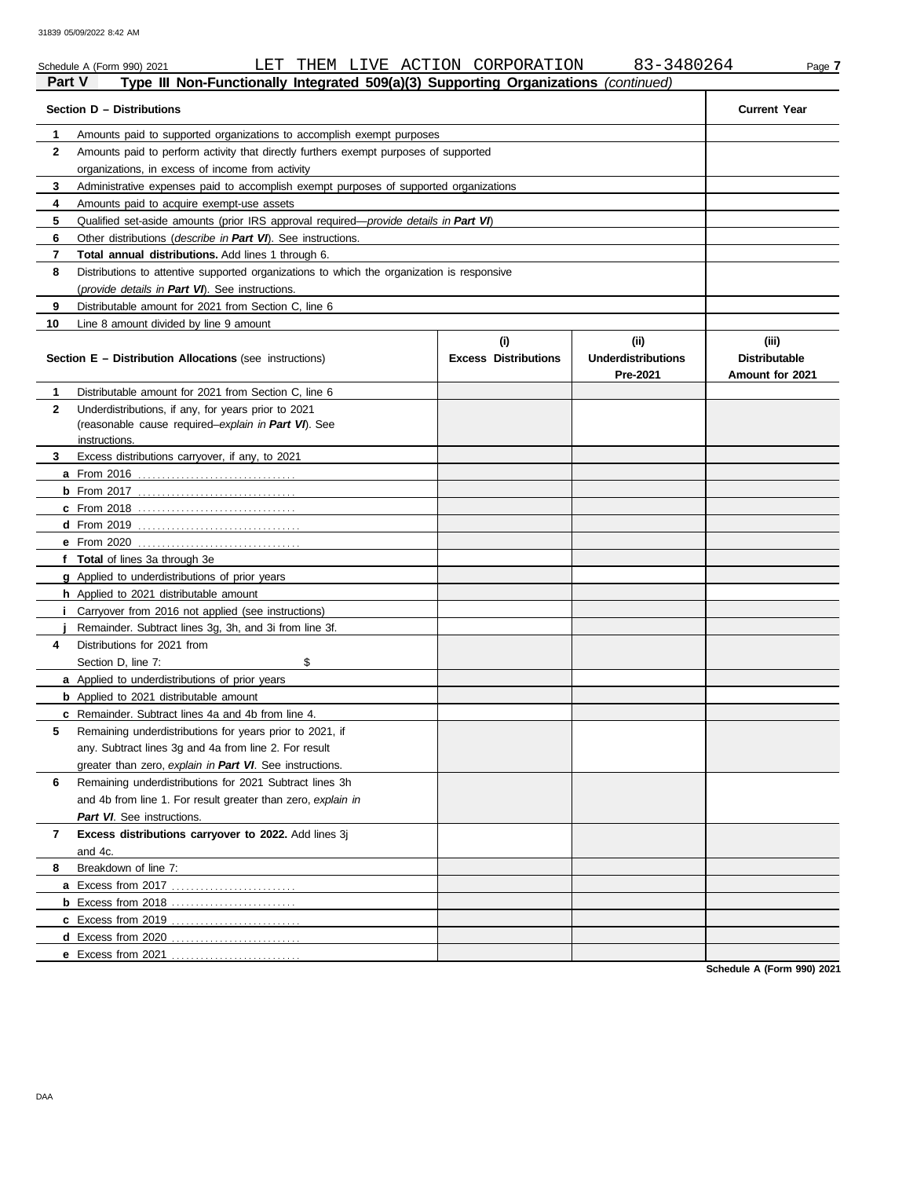Schedule A (Form 990) 2021 LET THEM LIVE ACTION CORPORATION 83-3480264

## Part V Type III Non-Functionally Integrated 509(a)(3) Supporting Organizations *(continued)*

| Section D – Distributions | | Current Year |
|---|---|---|
| 1 | Amounts paid to supported organizations to accomplish exempt purposes | |
| 2 | Amounts paid to perform activity that directly furthers exempt purposes of supported organizations, in excess of income from activity | |
| 3 | Administrative expenses paid to accomplish exempt purposes of supported organizations | |
| 4 | Amounts paid to acquire exempt-use assets | |
| 5 | Qualified set-aside amounts (prior IRS approval required—*provide details in **Part VI***) | |
| 6 | Other distributions (*describe in **Part VI***). See instructions. | |
| 7 | **Total annual distributions.** Add lines 1 through 6. | |
| 8 | Distributions to attentive supported organizations to which the organization is responsive (*provide details in **Part VI***). See instructions. | |
| 9 | Distributable amount for 2021 from Section C, line 6 | |
| 10 | Line 8 amount divided by line 9 amount | |

| Section E – Distribution Allocations (see instructions) | (i) Excess Distributions | (ii) Underdistributions Pre-2021 | (iii) Distributable Amount for 2021 |
|---|---|---|---|
| **1** Distributable amount for 2021 from Section C, line 6 | | | |
| **2** Underdistributions, if any, for years prior to 2021 (reasonable cause required–*explain in **Part VI***). See instructions. | | | |
| **3** Excess distributions carryover, if any, to 2021 | | | |
| **a** From 2016 | | | |
| **b** From 2017 | | | |
| **c** From 2018 | | | |
| **d** From 2019 | | | |
| **e** From 2020 | | | |
| **f** **Total** of lines 3a through 3e | | | |
| **g** Applied to underdistributions of prior years | | | |
| **h** Applied to 2021 distributable amount | | | |
| **i** Carryover from 2016 not applied (see instructions) | | | |
| **j** Remainder. Subtract lines 3g, 3h, and 3i from line 3f. | | | |
| **4** Distributions for 2021 from Section D, line 7: $ | | | |
| **a** Applied to underdistributions of prior years | | | |
| **b** Applied to 2021 distributable amount | | | |
| **c** Remainder. Subtract lines 4a and 4b from line 4. | | | |
| **5** Remaining underdistributions for years prior to 2021, if any. Subtract lines 3g and 4a from line 2. For result greater than zero, *explain in **Part VI***. See instructions. | | | |
| **6** Remaining underdistributions for 2021 Subtract lines 3h and 4b from line 1. For result greater than zero, *explain in **Part VI***. See instructions. | | | |
| **7** **Excess distributions carryover to 2022.** Add lines 3j and 4c. | | | |
| **8** Breakdown of line 7: | | | |
| **a** Excess from 2017 | | | |
| **b** Excess from 2018 | | | |
| **c** Excess from 2019 | | | |
| **d** Excess from 2020 | | | |
| **e** Excess from 2021 | | | |

**Schedule A (Form 990) 2021**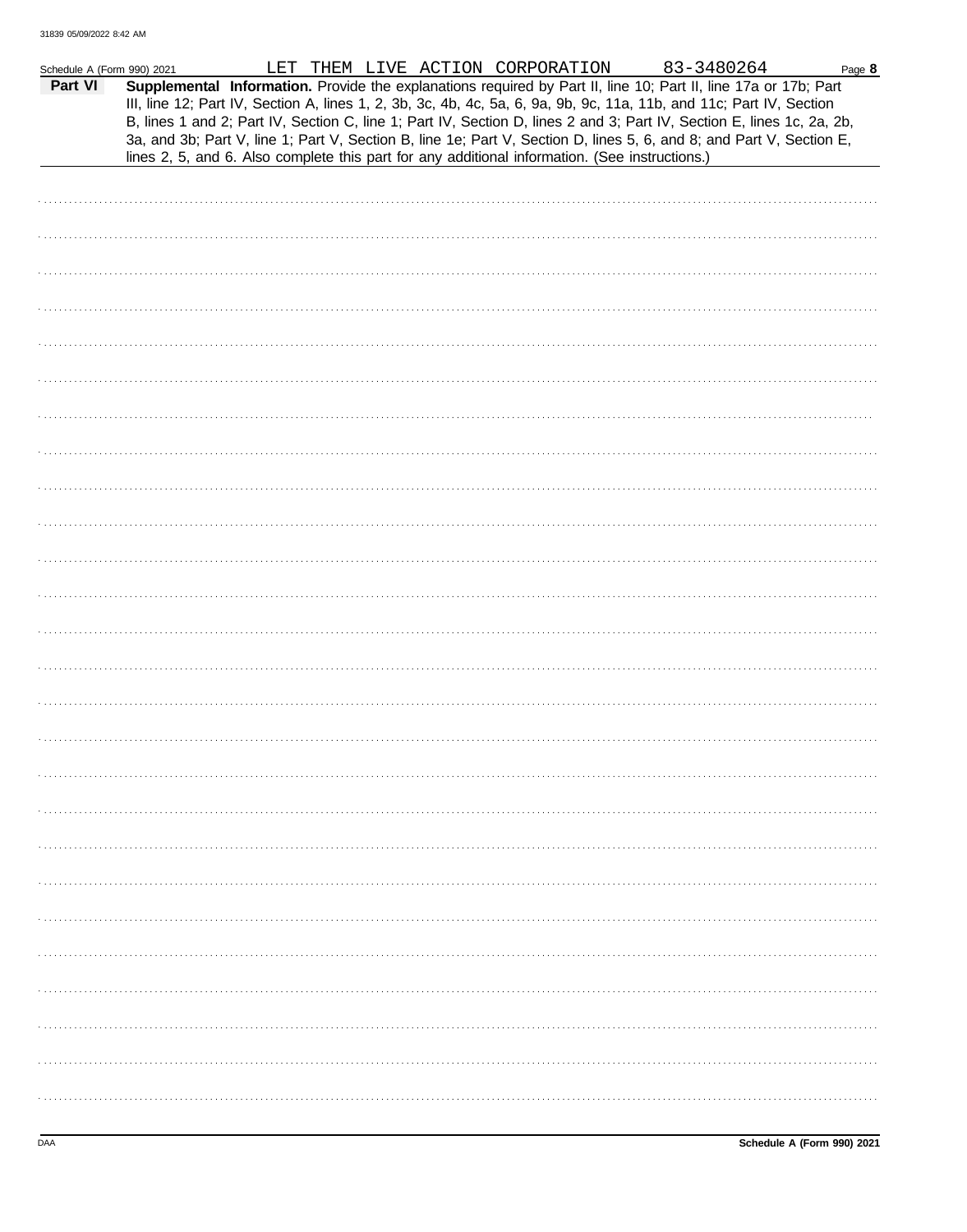Schedule A (Form 990) 2021 LET THEM LIVE ACTION CORPORATION 83-3480264

**Part VI** **Supplemental Information.** Provide the explanations required by Part II, line 10; Part II, line 17a or 17b; Part III, line 12; Part IV, Section A, lines 1, 2, 3b, 3c, 4b, 4c, 5a, 6, 9a, 9b, 9c, 11a, 11b, and 11c; Part IV, Section B, lines 1 and 2; Part IV, Section C, line 1; Part IV, Section D, lines 2 and 3; Part IV, Section E, lines 1c, 2a, 2b, 3a, and 3b; Part V, line 1; Part V, Section B, line 1e; Part V, Section D, lines 5, 6, and 8; and Part V, Section E, lines 2, 5, and 6. Also complete this part for any additional information. (See instructions.)

DAA **Schedule A (Form 990) 2021**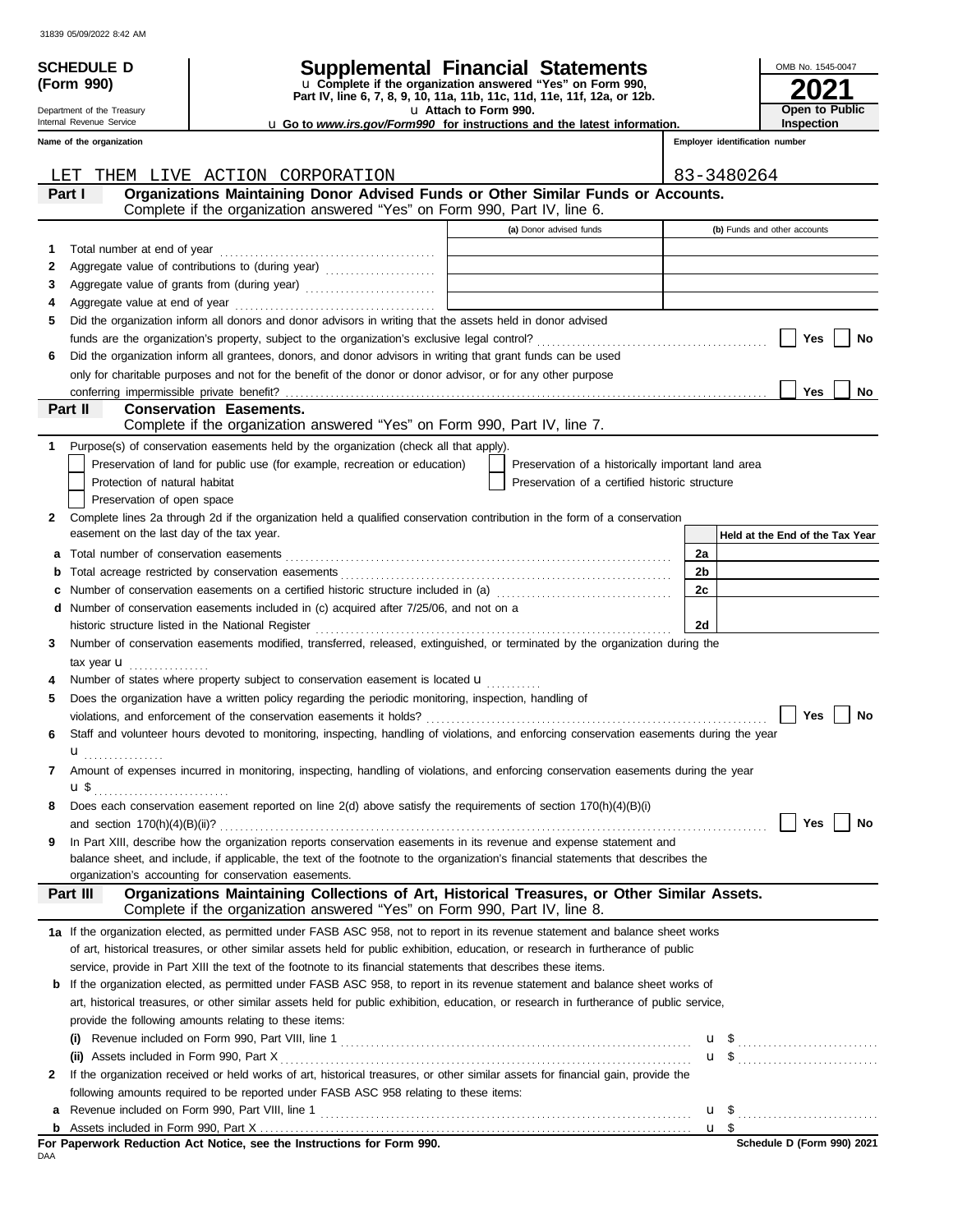31839 05/09/2022 8:42 AM

**SCHEDULE D (Form 990)**

Department of the Treasury
Internal Revenue Service

# Supplemental Financial Statements

u Complete if the organization answered "Yes" on Form 990, Part IV, line 6, 7, 8, 9, 10, 11a, 11b, 11c, 11d, 11e, 11f, 12a, or 12b.
u Attach to Form 990.
u Go to *www.irs.gov/Form990* for instructions and the latest information.

OMB No. 1545-0047

**2021**

**Open to Public Inspection**

| Name of the organization | Employer identification number |
|---|---|
| LET THEM LIVE ACTION CORPORATION | 83-3480264 |

## Part I Organizations Maintaining Donor Advised Funds or Other Similar Funds or Accounts.
Complete if the organization answered "Yes" on Form 990, Part IV, line 6.

| | | (a) Donor advised funds | (b) Funds and other accounts |
|---|---|---|---|
| 1 | Total number at end of year | | |
| 2 | Aggregate value of contributions to (during year) | | |
| 3 | Aggregate value of grants from (during year) | | |
| 4 | Aggregate value at end of year | | |

5 Did the organization inform all donors and donor advisors in writing that the assets held in donor advised funds are the organization's property, subject to the organization's exclusive legal control? ☐ Yes ☐ No

6 Did the organization inform all grantees, donors, and donor advisors in writing that grant funds can be used only for charitable purposes and not for the benefit of the donor or donor advisor, or for any other purpose conferring impermissible private benefit? ☐ Yes ☐ No

## Part II Conservation Easements.
Complete if the organization answered "Yes" on Form 990, Part IV, line 7.

1 Purpose(s) of conservation easements held by the organization (check all that apply).

☐ Preservation of land for public use (for example, recreation or education)
☐ Protection of natural habitat
☐ Preservation of open space
☐ Preservation of a historically important land area
☐ Preservation of a certified historic structure

2 Complete lines 2a through 2d if the organization held a qualified conservation contribution in the form of a conservation easement on the last day of the tax year.

| | | | Held at the End of the Tax Year |
|---|---|---|---|
| a | Total number of conservation easements | 2a | |
| b | Total acreage restricted by conservation easements | 2b | |
| c | Number of conservation easements on a certified historic structure included in (a) | 2c | |
| d | Number of conservation easements included in (c) acquired after 7/25/06, and not on a historic structure listed in the National Register | 2d | |

3 Number of conservation easements modified, transferred, released, extinguished, or terminated by the organization during the tax year u

4 Number of states where property subject to conservation easement is located u

5 Does the organization have a written policy regarding the periodic monitoring, inspection, handling of violations, and enforcement of the conservation easements it holds? ☐ Yes ☐ No

6 Staff and volunteer hours devoted to monitoring, inspecting, handling of violations, and enforcing conservation easements during the year u

7 Amount of expenses incurred in monitoring, inspecting, handling of violations, and enforcing conservation easements during the year u $

8 Does each conservation easement reported on line 2(d) above satisfy the requirements of section 170(h)(4)(B)(i) and section 170(h)(4)(B)(ii)? ☐ Yes ☐ No

9 In Part XIII, describe how the organization reports conservation easements in its revenue and expense statement and balance sheet, and include, if applicable, the text of the footnote to the organization's financial statements that describes the organization's accounting for conservation easements.

## Part III Organizations Maintaining Collections of Art, Historical Treasures, or Other Similar Assets.
Complete if the organization answered "Yes" on Form 990, Part IV, line 8.

1a If the organization elected, as permitted under FASB ASC 958, not to report in its revenue statement and balance sheet works of art, historical treasures, or other similar assets held for public exhibition, education, or research in furtherance of public service, provide in Part XIII the text of the footnote to its financial statements that describes these items.

b If the organization elected, as permitted under FASB ASC 958, to report in its revenue statement and balance sheet works of art, historical treasures, or other similar assets held for public exhibition, education, or research in furtherance of public service, provide the following amounts relating to these items:

(i) Revenue included on Form 990, Part VIII, line 1 u $

(ii) Assets included in Form 990, Part X u $

2 If the organization received or held works of art, historical treasures, or other similar assets for financial gain, provide the following amounts required to be reported under FASB ASC 958 relating to these items:

a Revenue included on Form 990, Part VIII, line 1 u $

b Assets included in Form 990, Part X u $

**For Paperwork Reduction Act Notice, see the Instructions for Form 990.** Schedule D (Form 990) 2021

DAA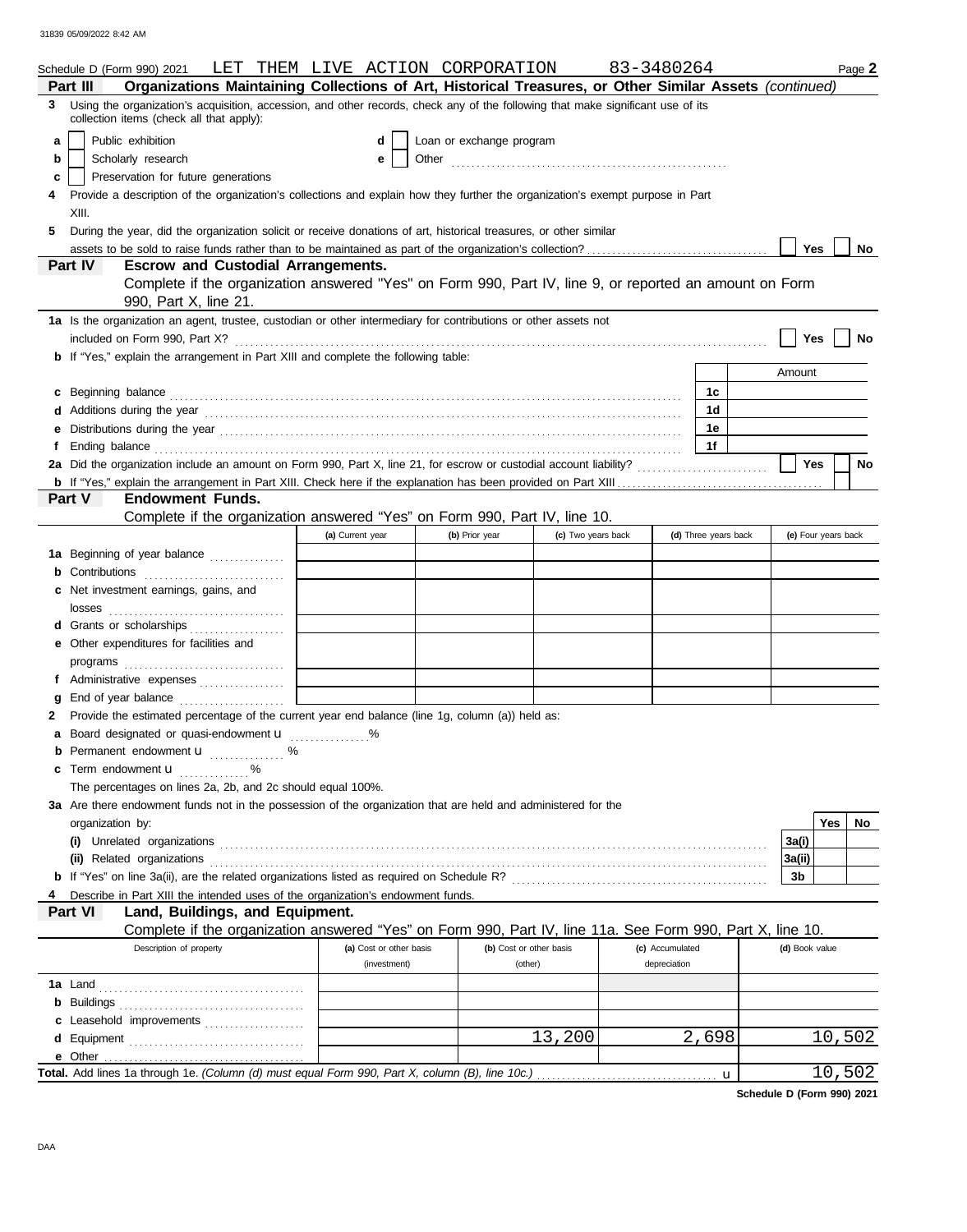Schedule D (Form 990) 2021 LET THEM LIVE ACTION CORPORATION 83-3480264 Page **2**

## Part III Organizations Maintaining Collections of Art, Historical Treasures, or Other Similar Assets *(continued)*

**3** Using the organization's acquisition, accession, and other records, check any of the following that make significant use of its collection items (check all that apply):

- **a** ☐ Public exhibition
- **b** ☐ Scholarly research
- **c** ☐ Preservation for future generations
- **d** ☐ Loan or exchange program
- **e** ☐ Other ..........

**4** Provide a description of the organization's collections and explain how they further the organization's exempt purpose in Part XIII.

**5** During the year, did the organization solicit or receive donations of art, historical treasures, or other similar assets to be sold to raise funds rather than to be maintained as part of the organization's collection? ☐ Yes ☐ No

## Part IV Escrow and Custodial Arrangements.

Complete if the organization answered "Yes" on Form 990, Part IV, line 9, or reported an amount on Form 990, Part X, line 21.

**1a** Is the organization an agent, trustee, custodian or other intermediary for contributions or other assets not included on Form 990, Part X? ☐ Yes ☐ No

**b** If "Yes," explain the arrangement in Part XIII and complete the following table:

| | | Amount |
|---|---|---|
| **c** Beginning balance | 1c | |
| **d** Additions during the year | 1d | |
| **e** Distributions during the year | 1e | |
| **f** Ending balance | 1f | |

**2a** Did the organization include an amount on Form 990, Part X, line 21, for escrow or custodial account liability? ☐ Yes ☐ No

**b** If "Yes," explain the arrangement in Part XIII. Check here if the explanation has been provided on Part XIII ☐

## Part V Endowment Funds.

Complete if the organization answered "Yes" on Form 990, Part IV, line 10.

| | (a) Current year | (b) Prior year | (c) Two years back | (d) Three years back | (e) Four years back |
|---|---|---|---|---|---|
| **1a** Beginning of year balance | | | | | |
| **b** Contributions | | | | | |
| **c** Net investment earnings, gains, and losses | | | | | |
| **d** Grants or scholarships | | | | | |
| **e** Other expenditures for facilities and programs | | | | | |
| **f** Administrative expenses | | | | | |
| **g** End of year balance | | | | | |

**2** Provide the estimated percentage of the current year end balance (line 1g, column (a)) held as:

- **a** Board designated or quasi-endowment ▸ .......%
- **b** Permanent endowment ▸ .......%
- **c** Term endowment ▸ .......%

The percentages on lines 2a, 2b, and 2c should equal 100%.

**3a** Are there endowment funds not in the possession of the organization that are held and administered for the organization by:

| | | Yes | No |
|---|---|---|---|
| **(i)** Unrelated organizations | 3a(i) | | |
| **(ii)** Related organizations | 3a(ii) | | |
| **b** If "Yes" on line 3a(ii), are the related organizations listed as required on Schedule R? | 3b | | |

**4** Describe in Part XIII the intended uses of the organization's endowment funds.

## Part VI Land, Buildings, and Equipment.

Complete if the organization answered "Yes" on Form 990, Part IV, line 11a. See Form 990, Part X, line 10.

| Description of property | (a) Cost or other basis (investment) | (b) Cost or other basis (other) | (c) Accumulated depreciation | (d) Book value |
|---|---|---|---|---|
| **1a** Land | | | | |
| **b** Buildings | | | | |
| **c** Leasehold improvements | | | | |
| **d** Equipment | | 13,200 | 2,698 | 10,502 |
| **e** Other | | | | |
| **Total.** Add lines 1a through 1e. *(Column (d) must equal Form 990, Part X, column (B), line 10c.)* ▸ | | | | 10,502 |

**Schedule D (Form 990) 2021**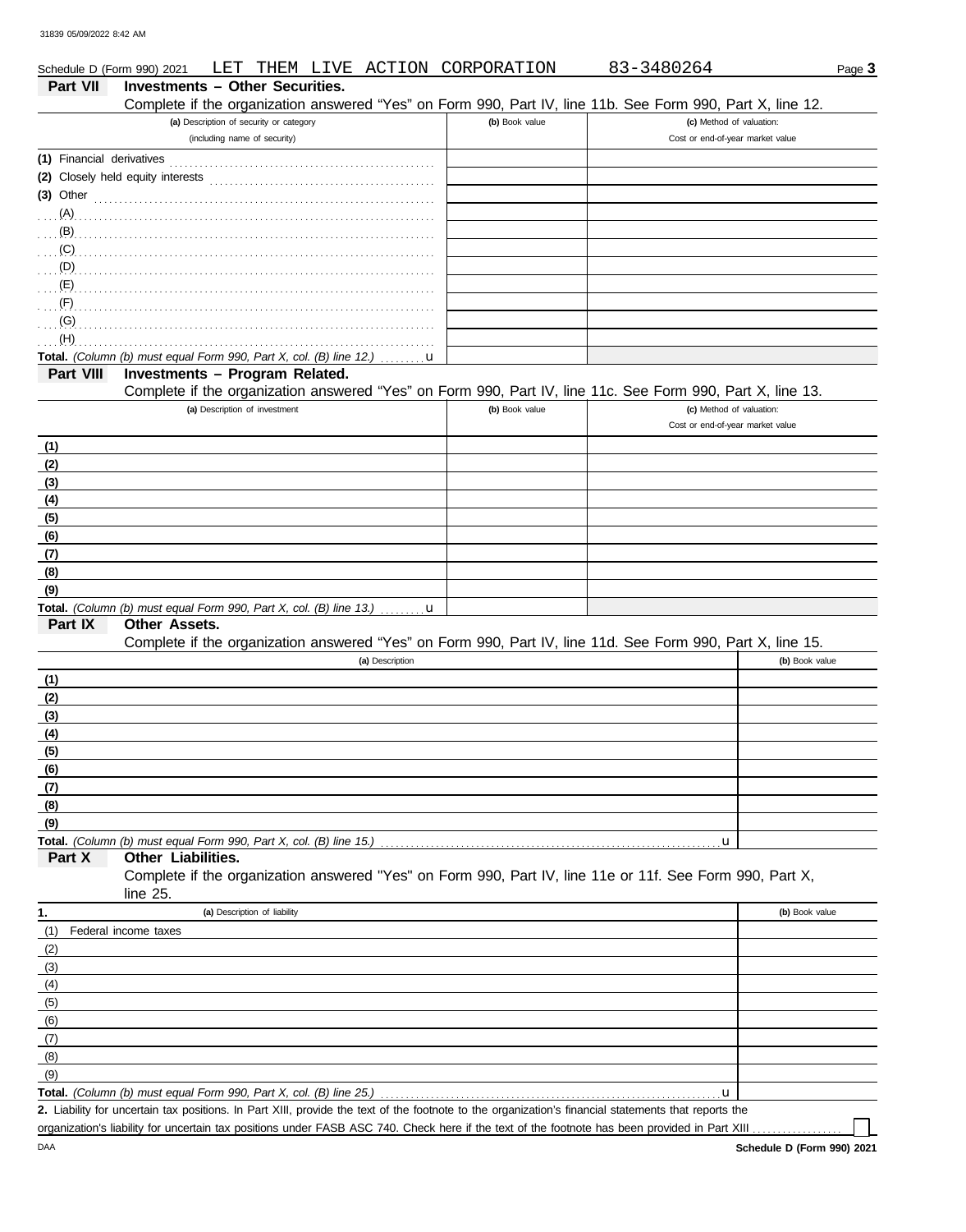Schedule D (Form 990) 2021 LET THEM LIVE ACTION CORPORATION 83-3480264 Page **3**

## Part VII Investments – Other Securities.

Complete if the organization answered "Yes" on Form 990, Part IV, line 11b. See Form 990, Part X, line 12.

| (a) Description of security or category (including name of security) | (b) Book value | (c) Method of valuation: Cost or end-of-year market value |
|---|---|---|
| (1) Financial derivatives | | |
| (2) Closely held equity interests | | |
| (3) Other | | |
| (A) | | |
| (B) | | |
| (C) | | |
| (D) | | |
| (E) | | |
| (F) | | |
| (G) | | |
| (H) | | |
| **Total.** *(Column (b) must equal Form 990, Part X, col. (B) line 12.)* u | | |

## Part VIII Investments – Program Related.

Complete if the organization answered "Yes" on Form 990, Part IV, line 11c. See Form 990, Part X, line 13.

| (a) Description of investment | (b) Book value | (c) Method of valuation: Cost or end-of-year market value |
|---|---|---|
| (1) | | |
| (2) | | |
| (3) | | |
| (4) | | |
| (5) | | |
| (6) | | |
| (7) | | |
| (8) | | |
| (9) | | |
| **Total.** *(Column (b) must equal Form 990, Part X, col. (B) line 13.)* u | | |

## Part IX Other Assets.

Complete if the organization answered "Yes" on Form 990, Part IV, line 11d. See Form 990, Part X, line 15.

| (a) Description | (b) Book value |
|---|---|
| (1) | |
| (2) | |
| (3) | |
| (4) | |
| (5) | |
| (6) | |
| (7) | |
| (8) | |
| (9) | |
| **Total.** *(Column (b) must equal Form 990, Part X, col. (B) line 15.)* u | |

## Part X Other Liabilities.

Complete if the organization answered "Yes" on Form 990, Part IV, line 11e or 11f. See Form 990, Part X, line 25.

| 1. (a) Description of liability | (b) Book value |
|---|---|
| (1) Federal income taxes | |
| (2) | |
| (3) | |
| (4) | |
| (5) | |
| (6) | |
| (7) | |
| (8) | |
| (9) | |
| **Total.** *(Column (b) must equal Form 990, Part X, col. (B) line 25.)* u | |

**2.** Liability for uncertain tax positions. In Part XIII, provide the text of the footnote to the organization's financial statements that reports the organization's liability for uncertain tax positions under FASB ASC 740. Check here if the text of the footnote has been provided in Part XIII ☐

DAA **Schedule D (Form 990) 2021**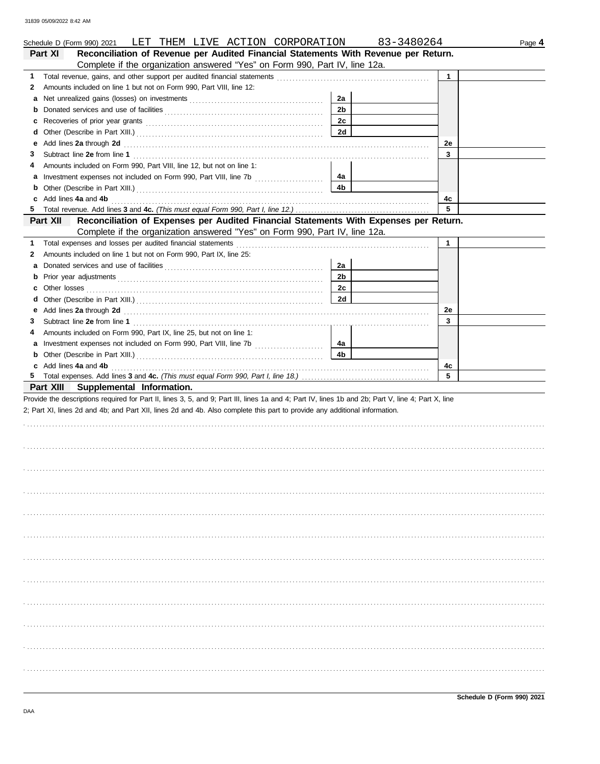Schedule D (Form 990) 2021 LET THEM LIVE ACTION CORPORATION 83-3480264 Page **4**

## Part XI Reconciliation of Revenue per Audited Financial Statements With Revenue per Return.

Complete if the organization answered "Yes" on Form 990, Part IV, line 12a.

| | | | | | |
|---|---|---|---|---|---|
| **1** | Total revenue, gains, and other support per audited financial statements | | | 1 | |
| **2** | Amounts included on line 1 but not on Form 990, Part VIII, line 12: | | | | |
| **a** | Net unrealized gains (losses) on investments | 2a | | | |
| **b** | Donated services and use of facilities | 2b | | | |
| **c** | Recoveries of prior year grants | 2c | | | |
| **d** | Other (Describe in Part XIII.) | 2d | | | |
| **e** | Add lines **2a** through **2d** | | | 2e | |
| **3** | Subtract line **2e** from line **1** | | | 3 | |
| **4** | Amounts included on Form 990, Part VIII, line 12, but not on line 1: | | | | |
| **a** | Investment expenses not included on Form 990, Part VIII, line 7b | 4a | | | |
| **b** | Other (Describe in Part XIII.) | 4b | | | |
| **c** | Add lines **4a** and **4b** | | | 4c | |
| **5** | Total revenue. Add lines **3** and **4c.** *(This must equal Form 990, Part I, line 12.)* | | | 5 | |

## Part XII Reconciliation of Expenses per Audited Financial Statements With Expenses per Return.

Complete if the organization answered "Yes" on Form 990, Part IV, line 12a.

| | | | | | |
|---|---|---|---|---|---|
| **1** | Total expenses and losses per audited financial statements | | | 1 | |
| **2** | Amounts included on line 1 but not on Form 990, Part IX, line 25: | | | | |
| **a** | Donated services and use of facilities | 2a | | | |
| **b** | Prior year adjustments | 2b | | | |
| **c** | Other losses | 2c | | | |
| **d** | Other (Describe in Part XIII.) | 2d | | | |
| **e** | Add lines **2a** through **2d** | | | 2e | |
| **3** | Subtract line **2e** from line **1** | | | 3 | |
| **4** | Amounts included on Form 990, Part IX, line 25, but not on line 1: | | | | |
| **a** | Investment expenses not included on Form 990, Part VIII, line 7b | 4a | | | |
| **b** | Other (Describe in Part XIII.) | 4b | | | |
| **c** | Add lines **4a** and **4b** | | | 4c | |
| **5** | Total expenses. Add lines **3** and **4c.** *(This must equal Form 990, Part I, line 18.)* | | | 5 | |

## Part XIII Supplemental Information.

Provide the descriptions required for Part II, lines 3, 5, and 9; Part III, lines 1a and 4; Part IV, lines 1b and 2b; Part V, line 4; Part X, line 2; Part XI, lines 2d and 4b; and Part XII, lines 2d and 4b. Also complete this part to provide any additional information.

Schedule D (Form 990) 2021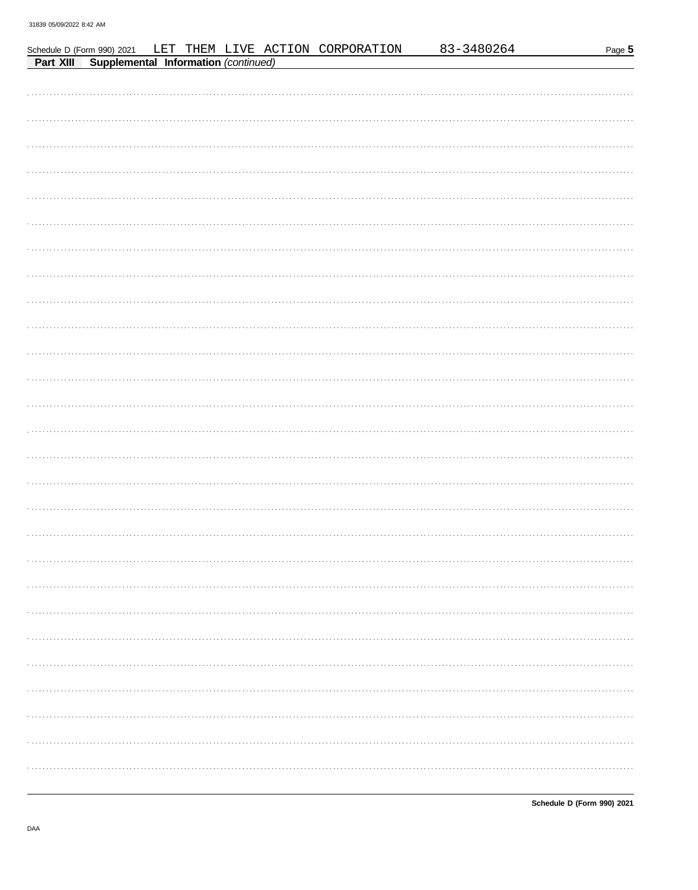Schedule D (Form 990) 2021 LET THEM LIVE ACTION CORPORATION 83-3480264

**Part XIII Supplemental Information** *(continued)*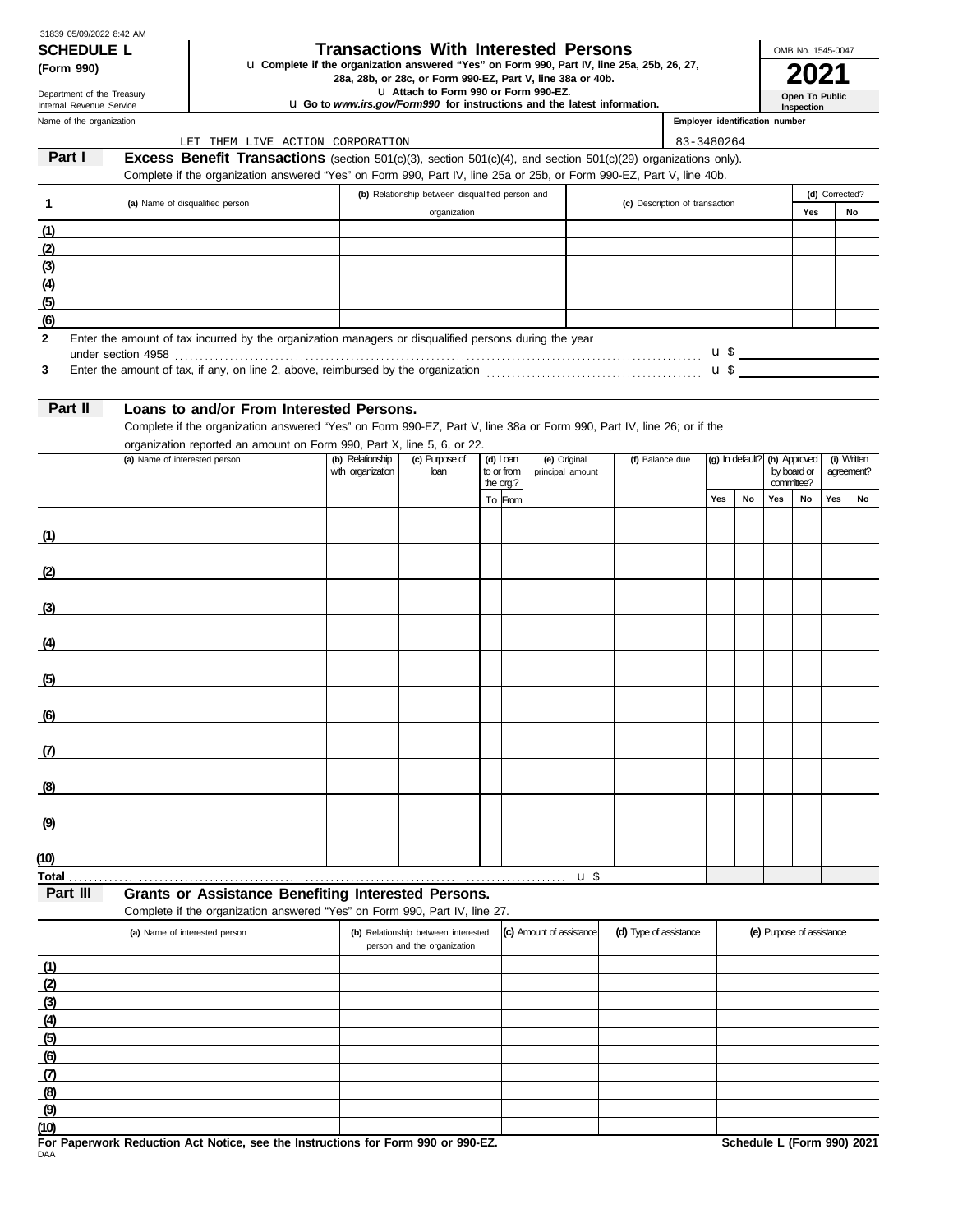31839 05/09/2022 8:42 AM

**SCHEDULE L (Form 990)**

Department of the Treasury
Internal Revenue Service

# Transactions With Interested Persons

u Complete if the organization answered "Yes" on Form 990, Part IV, line 25a, 25b, 26, 27, 28a, 28b, or 28c, or Form 990-EZ, Part V, line 38a or 40b.
u Attach to Form 990 or Form 990-EZ.
u Go to *www.irs.gov/Form990* for instructions and the latest information.

OMB No. 1545-0047

**2021**

**Open To Public Inspection**

| Name of the organization | Employer identification number |
|---|---|
| LET THEM LIVE ACTION CORPORATION | 83-3480264 |

## Part I — Excess Benefit Transactions (section 501(c)(3), section 501(c)(4), and section 501(c)(29) organizations only).

Complete if the organization answered "Yes" on Form 990, Part IV, line 25a or 25b, or Form 990-EZ, Part V, line 40b.

| 1 (a) Name of disqualified person | (b) Relationship between disqualified person and organization | (c) Description of transaction | (d) Corrected? Yes | No |
|---|---|---|---|---|
| (1) | | | | |
| (2) | | | | |
| (3) | | | | |
| (4) | | | | |
| (5) | | | | |
| (6) | | | | |

2 Enter the amount of tax incurred by the organization managers or disqualified persons during the year under section 4958 ........ u $

3 Enter the amount of tax, if any, on line 2, above, reimbursed by the organization ........ u $

## Part II — Loans to and/or From Interested Persons.

Complete if the organization answered "Yes" on Form 990-EZ, Part V, line 38a or Form 990, Part IV, line 26; or if the organization reported an amount on Form 990, Part X, line 5, 6, or 22.

| (a) Name of interested person | (b) Relationship with organization | (c) Purpose of loan | (d) Loan to or from the org.? | | (e) Original principal amount | (f) Balance due | (g) In default? | | (h) Approved by board or committee? | | (i) Written agreement? | |
|---|---|---|---|---|---|---|---|---|---|---|---|---|
| | | | To | From | | | Yes | No | Yes | No | Yes | No |
| (1) | | | | | | | | | | | | |
| (2) | | | | | | | | | | | | |
| (3) | | | | | | | | | | | | |
| (4) | | | | | | | | | | | | |
| (5) | | | | | | | | | | | | |
| (6) | | | | | | | | | | | | |
| (7) | | | | | | | | | | | | |
| (8) | | | | | | | | | | | | |
| (9) | | | | | | | | | | | | |
| (10) | | | | | | | | | | | | |
| Total ........ u $ | | | | | | | | | | | | |

## Part III — Grants or Assistance Benefiting Interested Persons.

Complete if the organization answered "Yes" on Form 990, Part IV, line 27.

| (a) Name of interested person | (b) Relationship between interested person and the organization | (c) Amount of assistance | (d) Type of assistance | (e) Purpose of assistance |
|---|---|---|---|---|
| (1) | | | | |
| (2) | | | | |
| (3) | | | | |
| (4) | | | | |
| (5) | | | | |
| (6) | | | | |
| (7) | | | | |
| (8) | | | | |
| (9) | | | | |
| (10) | | | | |

**For Paperwork Reduction Act Notice, see the Instructions for Form 990 or 990-EZ.** **Schedule L (Form 990) 2021**

DAA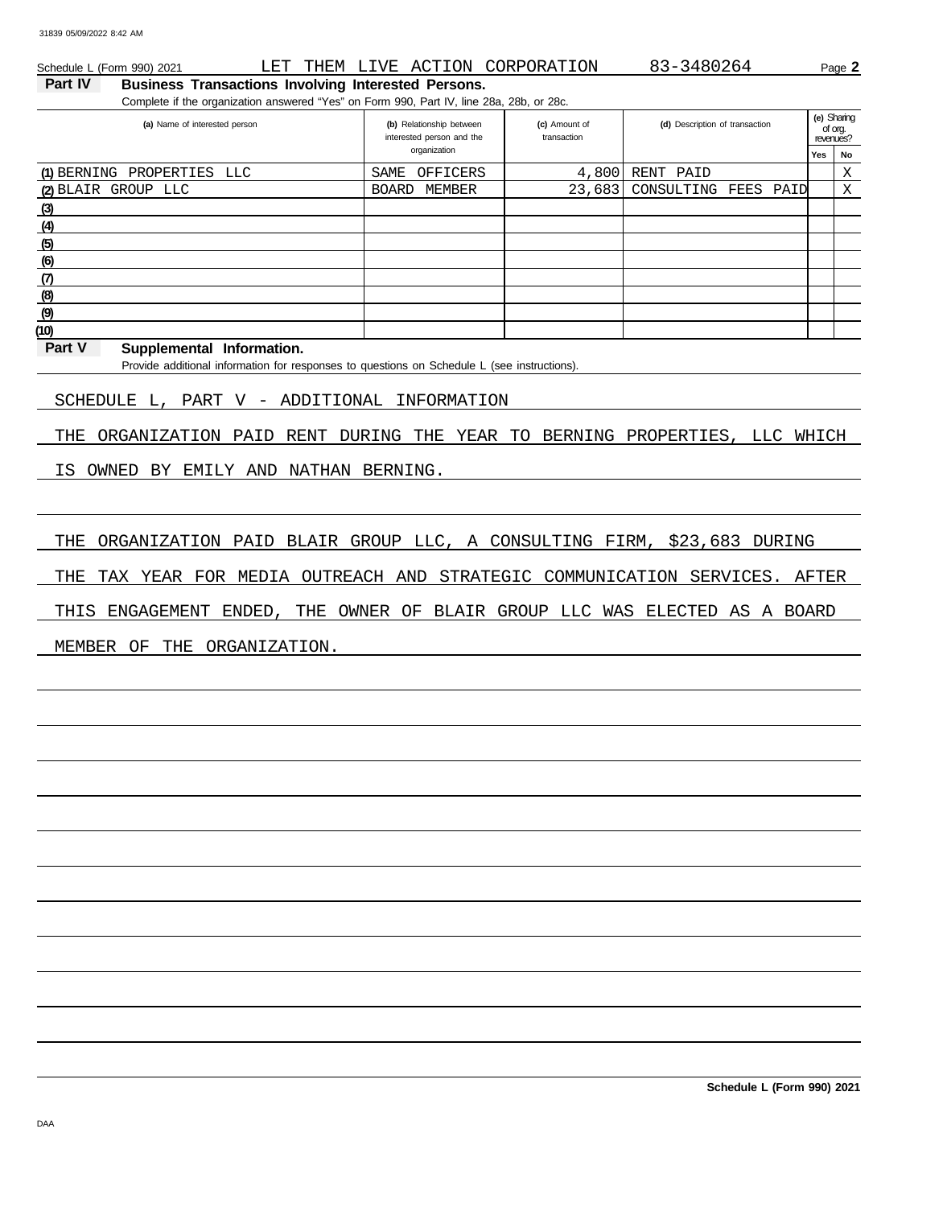Schedule L (Form 990) 2021 LET THEM LIVE ACTION CORPORATION 83-3480264 Page **2**

**Part IV Business Transactions Involving Interested Persons.**

Complete if the organization answered "Yes" on Form 990, Part IV, line 28a, 28b, or 28c.

| (a) Name of interested person | (b) Relationship between interested person and the organization | (c) Amount of transaction | (d) Description of transaction | (e) Sharing of org. revenues? Yes | No |
|---|---|---|---|---|---|
| (1) BERNING PROPERTIES LLC | SAME OFFICERS | 4,800 | RENT PAID | | X |
| (2) BLAIR GROUP LLC | BOARD MEMBER | 23,683 | CONSULTING FEES PAID | | X |
| (3) | | | | | |
| (4) | | | | | |
| (5) | | | | | |
| (6) | | | | | |
| (7) | | | | | |
| (8) | | | | | |
| (9) | | | | | |
| (10) | | | | | |

**Part V Supplemental Information.**

Provide additional information for responses to questions on Schedule L (see instructions).

SCHEDULE L, PART V - ADDITIONAL INFORMATION

THE ORGANIZATION PAID RENT DURING THE YEAR TO BERNING PROPERTIES, LLC WHICH IS OWNED BY EMILY AND NATHAN BERNING.

THE ORGANIZATION PAID BLAIR GROUP LLC, A CONSULTING FIRM, $23,683 DURING THE TAX YEAR FOR MEDIA OUTREACH AND STRATEGIC COMMUNICATION SERVICES. AFTER THIS ENGAGEMENT ENDED, THE OWNER OF BLAIR GROUP LLC WAS ELECTED AS A BOARD MEMBER OF THE ORGANIZATION.

**Schedule L (Form 990) 2021**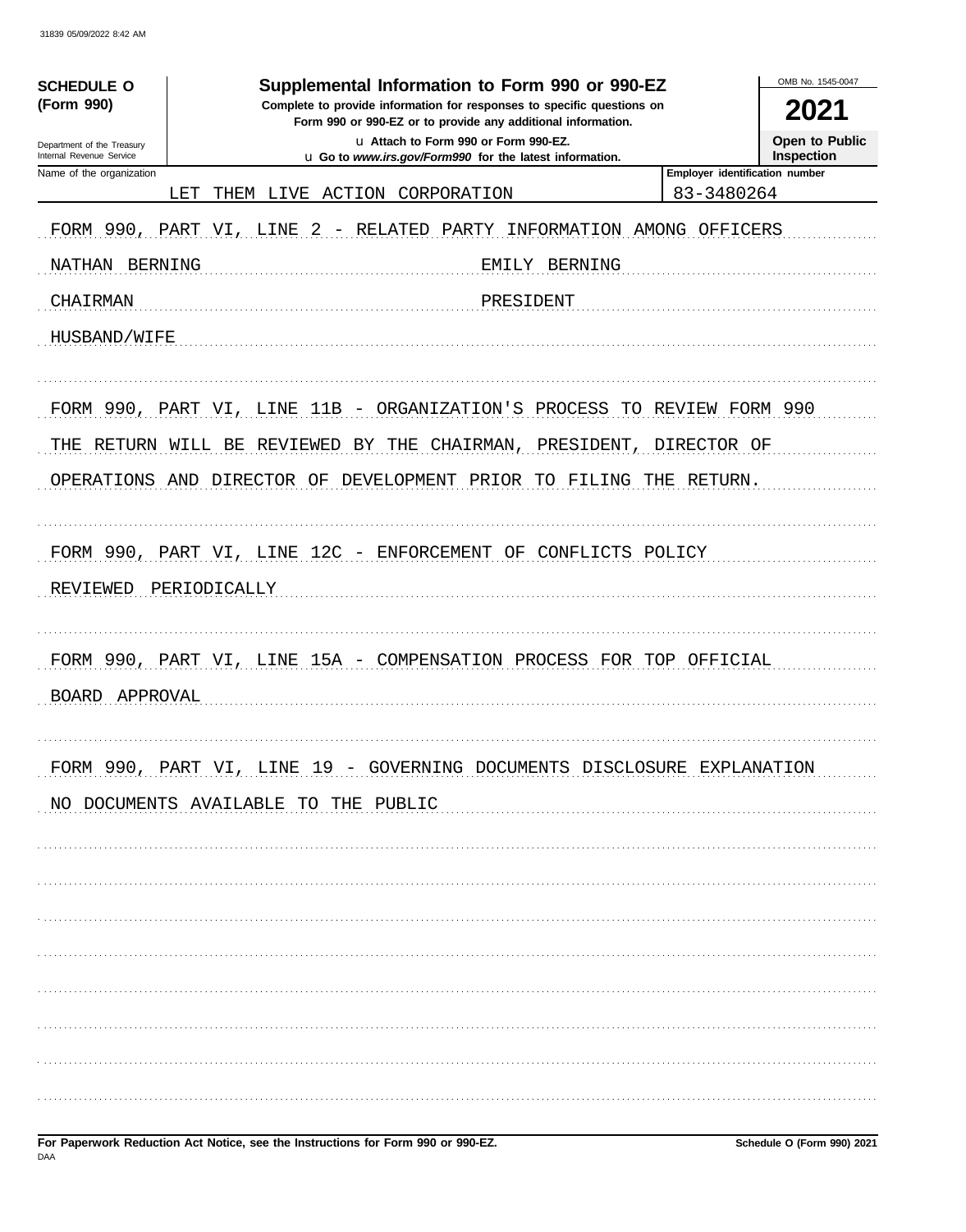**SCHEDULE O (Form 990)**

Department of the Treasury
Internal Revenue Service

# Supplemental Information to Form 990 or 990-EZ

**Complete to provide information for responses to specific questions on Form 990 or 990-EZ or to provide any additional information.**

u Attach to Form 990 or Form 990-EZ.

u Go to *www.irs.gov/Form990* for the latest information.

OMB No. 1545-0047

**2021**

**Open to Public Inspection**

| Name of the organization | Employer identification number |
| --- | --- |
| LET THEM LIVE ACTION CORPORATION | 83-3480264 |

FORM 990, PART VI, LINE 2 - RELATED PARTY INFORMATION AMONG OFFICERS

| | |
| --- | --- |
| NATHAN BERNING | EMILY BERNING |
| CHAIRMAN | PRESIDENT |
| HUSBAND/WIFE | |

FORM 990, PART VI, LINE 11B - ORGANIZATION'S PROCESS TO REVIEW FORM 990

THE RETURN WILL BE REVIEWED BY THE CHAIRMAN, PRESIDENT, DIRECTOR OF OPERATIONS AND DIRECTOR OF DEVELOPMENT PRIOR TO FILING THE RETURN.

FORM 990, PART VI, LINE 12C - ENFORCEMENT OF CONFLICTS POLICY

REVIEWED PERIODICALLY

FORM 990, PART VI, LINE 15A - COMPENSATION PROCESS FOR TOP OFFICIAL

BOARD APPROVAL

FORM 990, PART VI, LINE 19 - GOVERNING DOCUMENTS DISCLOSURE EXPLANATION

NO DOCUMENTS AVAILABLE TO THE PUBLIC

**For Paperwork Reduction Act Notice, see the Instructions for Form 990 or 990-EZ.** **Schedule O (Form 990) 2021**

DAA